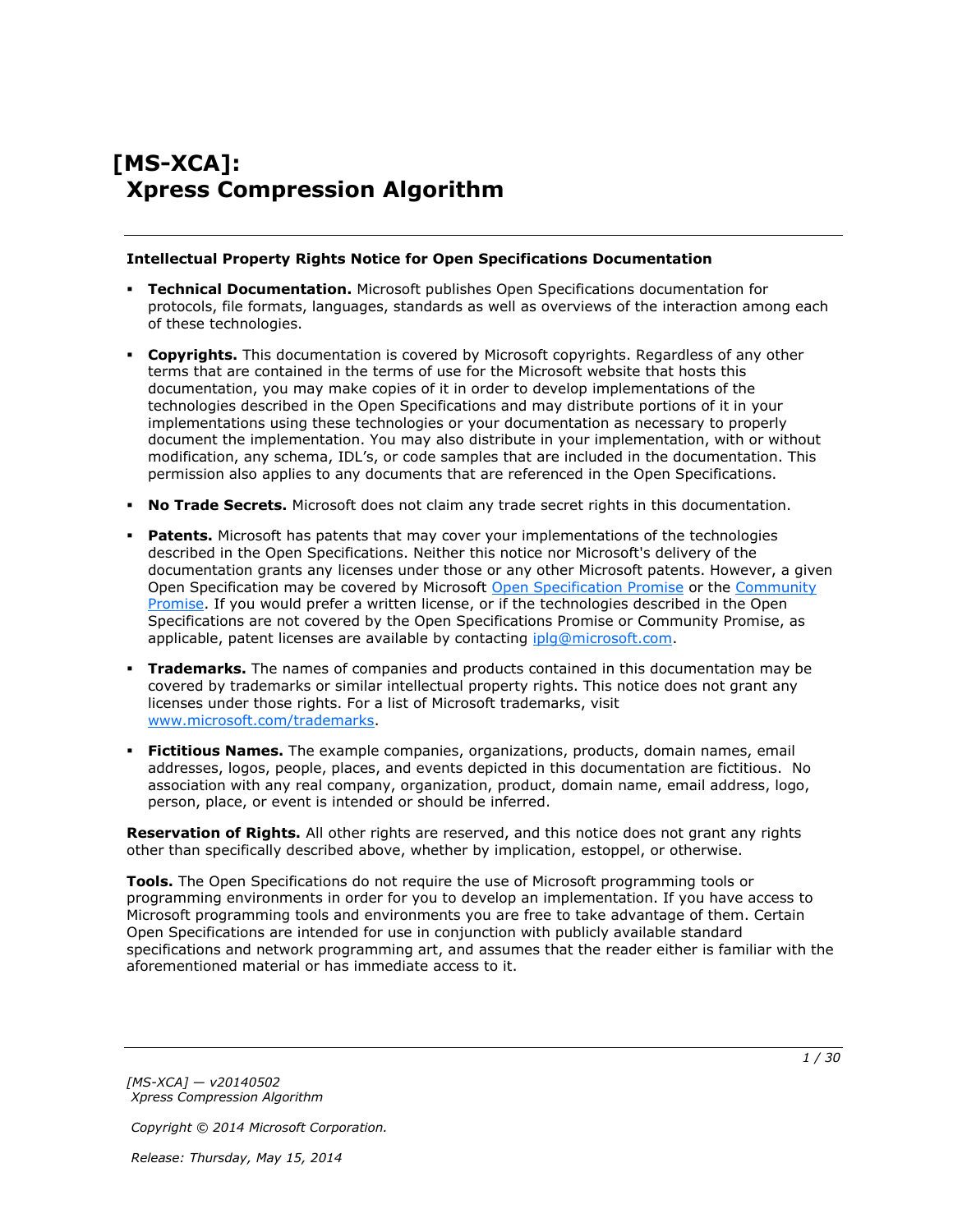# [MS-XCA]: Xpress Compression Algorithm

**Intellectual Property Rights Notice for Open Specifications Documentation**

- **Technical Documentation.** Microsoft publishes Open Specifications documentation for protocols, file formats, languages, standards as well as overviews of the interaction among each of these technologies.
- **Copyrights.** This documentation is covered by Microsoft copyrights. Regardless of any other terms that are contained in the terms of use for the Microsoft website that hosts this documentation, you may make copies of it in order to develop implementations of the technologies described in the Open Specifications and may distribute portions of it in your implementations using these technologies or your documentation as necessary to properly document the implementation. You may also distribute in your implementation, with or without modification, any schema, IDL's, or code samples that are included in the documentation. This permission also applies to any documents that are referenced in the Open Specifications.
- **No Trade Secrets.** Microsoft does not claim any trade secret rights in this documentation.
- **Patents.** Microsoft has patents that may cover your implementations of the technologies described in the Open Specifications. Neither this notice nor Microsoft's delivery of the documentation grants any licenses under those or any other Microsoft patents. However, a given Open Specification may be covered by Microsoft [Open Specification Promise](http://go.microsoft.com/fwlink/?LinkId=214445) or the [Community Promise](http://go.microsoft.com/fwlink/?LinkId=214448). If you would prefer a written license, or if the technologies described in the Open Specifications are not covered by the Open Specifications Promise or Community Promise, as applicable, patent licenses are available by contacting [iplg@microsoft.com](mailto:iplg@microsoft.com).
- **Trademarks.** The names of companies and products contained in this documentation may be covered by trademarks or similar intellectual property rights. This notice does not grant any licenses under those rights. For a list of Microsoft trademarks, visit [www.microsoft.com/trademarks](http://www.microsoft.com/trademarks).
- **Fictitious Names.** The example companies, organizations, products, domain names, email addresses, logos, people, places, and events depicted in this documentation are fictitious. No association with any real company, organization, product, domain name, email address, logo, person, place, or event is intended or should be inferred.

**Reservation of Rights.** All other rights are reserved, and this notice does not grant any rights other than specifically described above, whether by implication, estoppel, or otherwise.

**Tools.** The Open Specifications do not require the use of Microsoft programming tools or programming environments in order for you to develop an implementation. If you have access to Microsoft programming tools and environments you are free to take advantage of them. Certain Open Specifications are intended for use in conjunction with publicly available standard specifications and network programming art, and assumes that the reader either is familiar with the aforementioned material or has immediate access to it.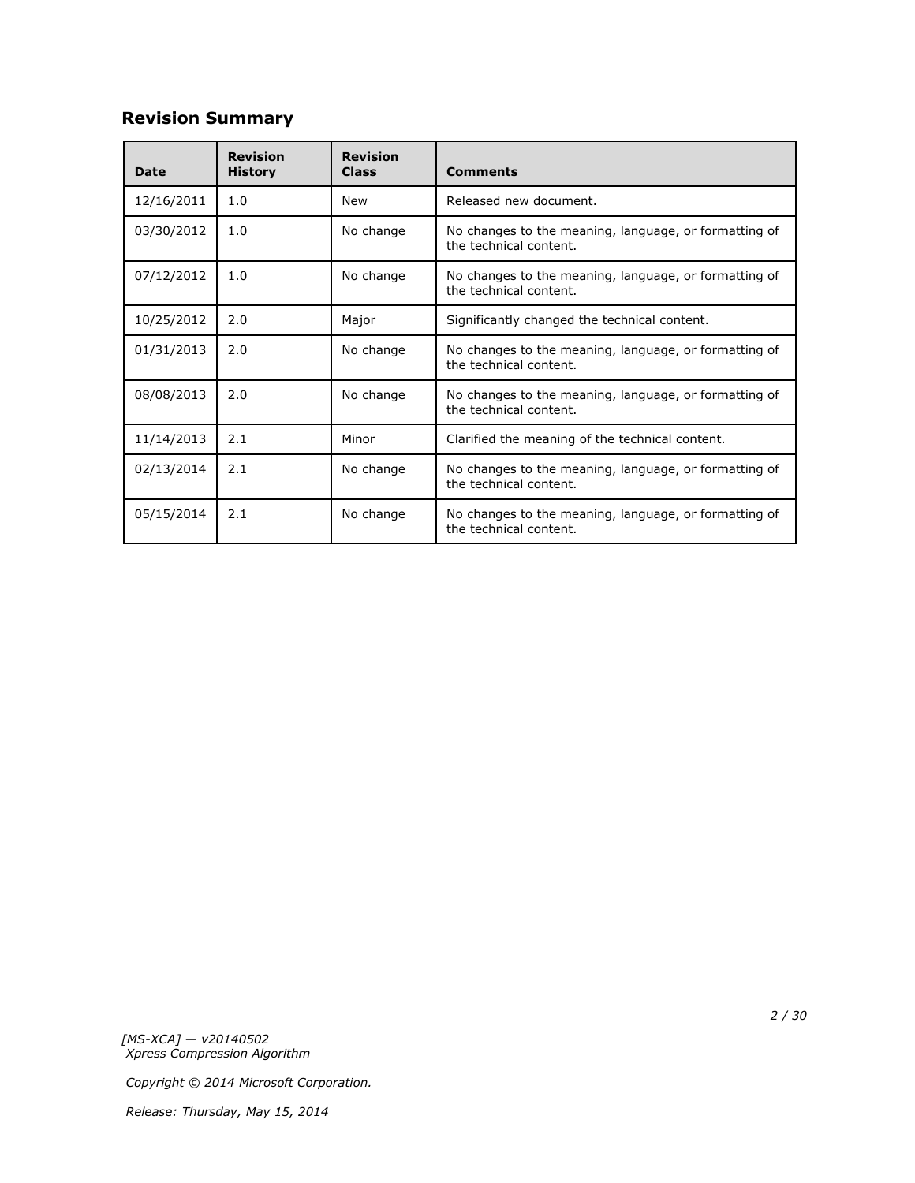## Revision Summary

| Date | Revision History | Revision Class | Comments |
| --- | --- | --- | --- |
| 12/16/2011 | 1.0 | New | Released new document. |
| 03/30/2012 | 1.0 | No change | No changes to the meaning, language, or formatting of the technical content. |
| 07/12/2012 | 1.0 | No change | No changes to the meaning, language, or formatting of the technical content. |
| 10/25/2012 | 2.0 | Major | Significantly changed the technical content. |
| 01/31/2013 | 2.0 | No change | No changes to the meaning, language, or formatting of the technical content. |
| 08/08/2013 | 2.0 | No change | No changes to the meaning, language, or formatting of the technical content. |
| 11/14/2013 | 2.1 | Minor | Clarified the meaning of the technical content. |
| 02/13/2014 | 2.1 | No change | No changes to the meaning, language, or formatting of the technical content. |
| 05/15/2014 | 2.1 | No change | No changes to the meaning, language, or formatting of the technical content. |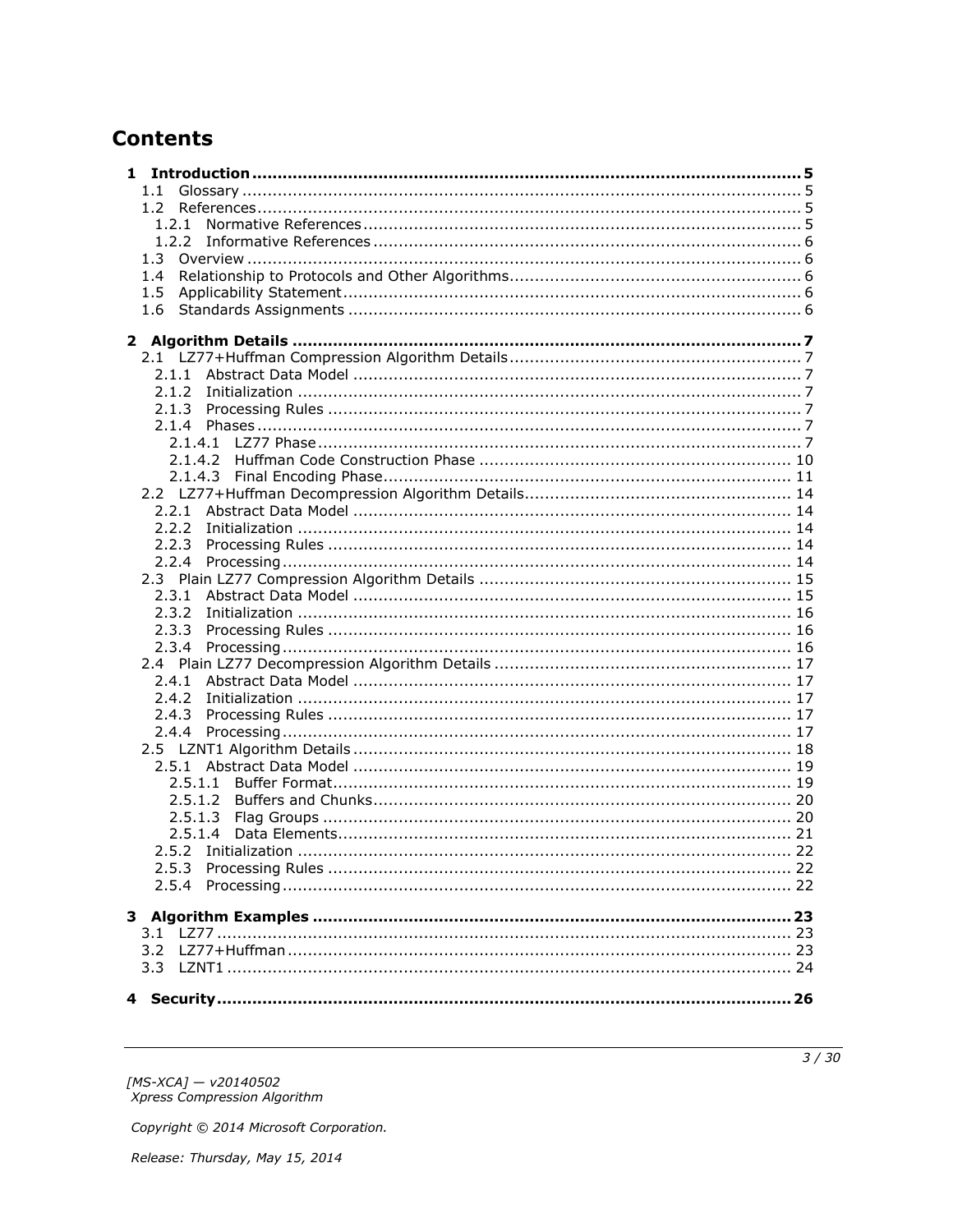# Contents

- **1 Introduction** ... 5
  - 1.1 Glossary ... 5
  - 1.2 References ... 5
    - 1.2.1 Normative References ... 5
    - 1.2.2 Informative References ... 6
  - 1.3 Overview ... 6
  - 1.4 Relationship to Protocols and Other Algorithms ... 6
  - 1.5 Applicability Statement ... 6
  - 1.6 Standards Assignments ... 6
- **2 Algorithm Details** ... 7
  - 2.1 LZ77+Huffman Compression Algorithm Details ... 7
    - 2.1.1 Abstract Data Model ... 7
    - 2.1.2 Initialization ... 7
    - 2.1.3 Processing Rules ... 7
    - 2.1.4 Phases ... 7
      - 2.1.4.1 LZ77 Phase ... 7
      - 2.1.4.2 Huffman Code Construction Phase ... 10
      - 2.1.4.3 Final Encoding Phase ... 11
  - 2.2 LZ77+Huffman Decompression Algorithm Details ... 14
    - 2.2.1 Abstract Data Model ... 14
    - 2.2.2 Initialization ... 14
    - 2.2.3 Processing Rules ... 14
    - 2.2.4 Processing ... 14
  - 2.3 Plain LZ77 Compression Algorithm Details ... 15
    - 2.3.1 Abstract Data Model ... 15
    - 2.3.2 Initialization ... 16
    - 2.3.3 Processing Rules ... 16
    - 2.3.4 Processing ... 16
  - 2.4 Plain LZ77 Decompression Algorithm Details ... 17
    - 2.4.1 Abstract Data Model ... 17
    - 2.4.2 Initialization ... 17
    - 2.4.3 Processing Rules ... 17
    - 2.4.4 Processing ... 17
  - 2.5 LZNT1 Algorithm Details ... 18
    - 2.5.1 Abstract Data Model ... 19
      - 2.5.1.1 Buffer Format ... 19
      - 2.5.1.2 Buffers and Chunks ... 20
      - 2.5.1.3 Flag Groups ... 20
      - 2.5.1.4 Data Elements ... 21
    - 2.5.2 Initialization ... 22
    - 2.5.3 Processing Rules ... 22
    - 2.5.4 Processing ... 22
- **3 Algorithm Examples** ... 23
  - 3.1 LZ77 ... 23
  - 3.2 LZ77+Huffman ... 23
  - 3.3 LZNT1 ... 24
- **4 Security** ... 26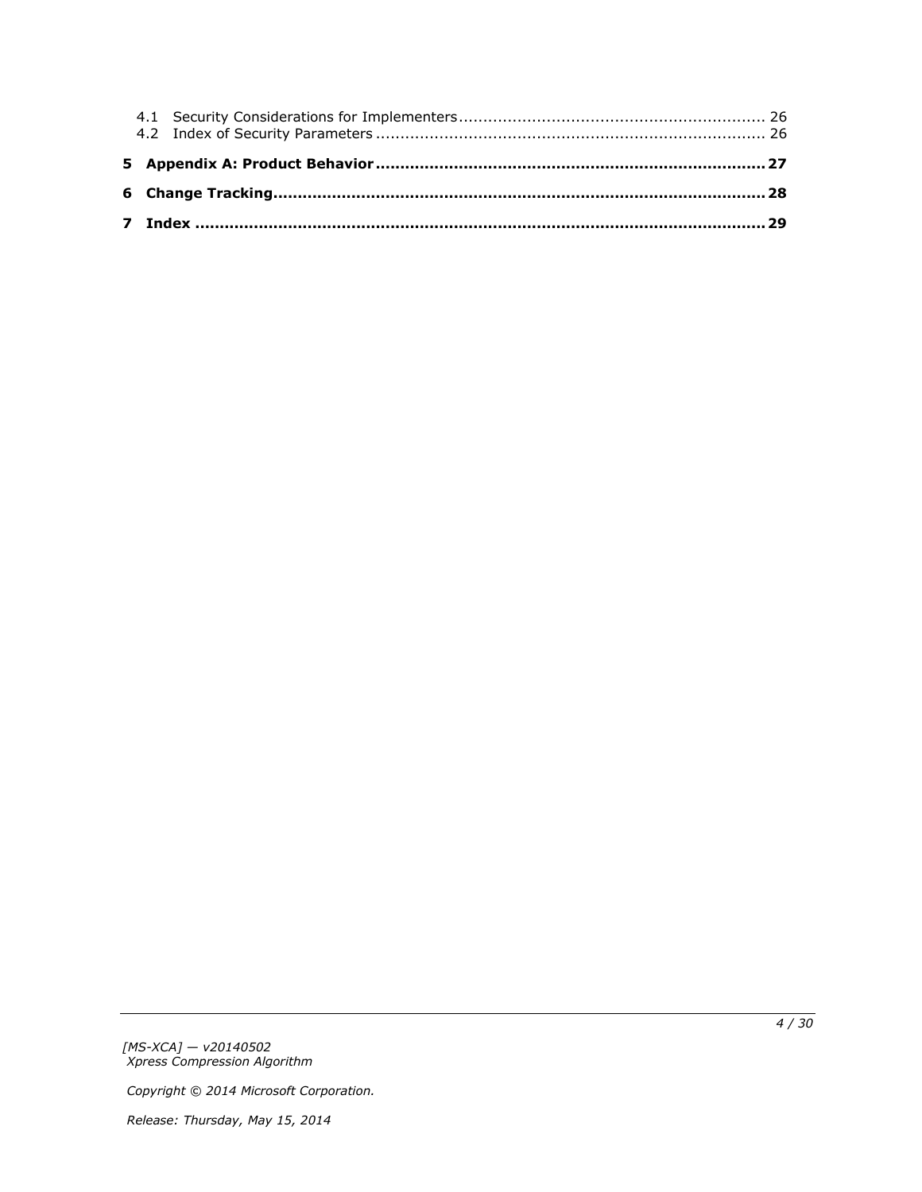4.1 Security Considerations for Implementers .............................................................. 26
4.2 Index of Security Parameters ............................................................................... 26

**5 Appendix A: Product Behavior ............................................................................... 27**

**6 Change Tracking .................................................................................................... 28**

**7 Index ..................................................................................................................... 29**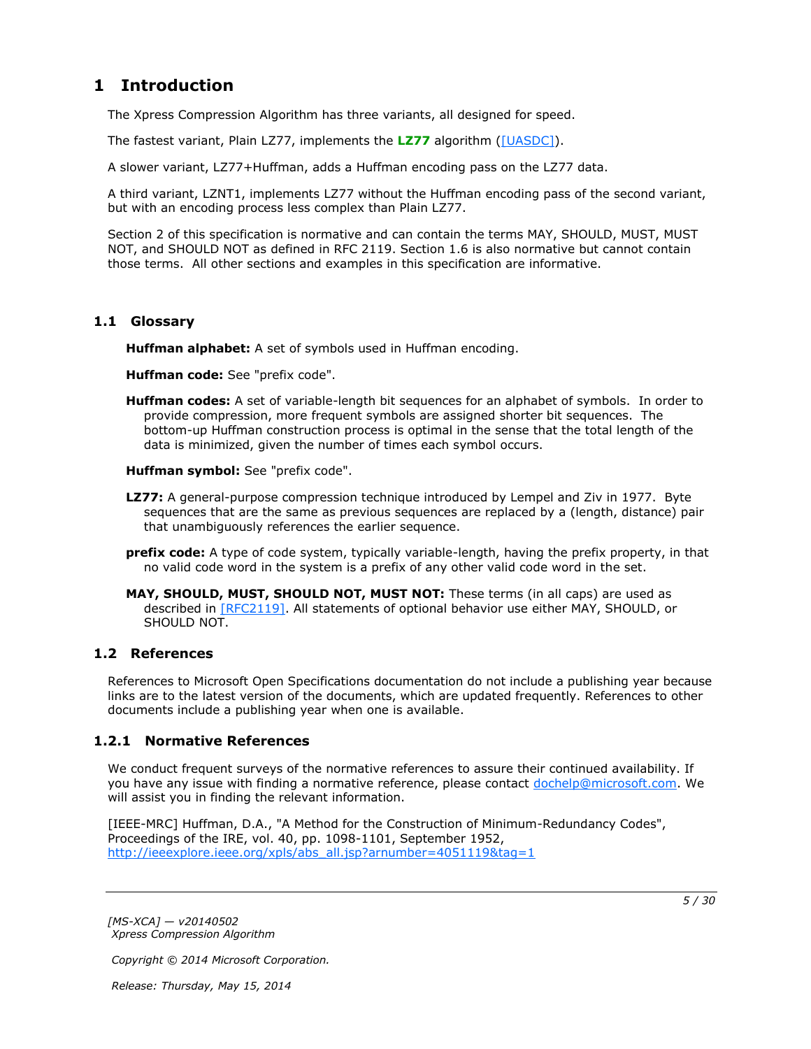# 1 Introduction

The Xpress Compression Algorithm has three variants, all designed for speed.

The fastest variant, Plain LZ77, implements the **LZ77** algorithm ([UASDC]).

A slower variant, LZ77+Huffman, adds a Huffman encoding pass on the LZ77 data.

A third variant, LZNT1, implements LZ77 without the Huffman encoding pass of the second variant, but with an encoding process less complex than Plain LZ77.

Section 2 of this specification is normative and can contain the terms MAY, SHOULD, MUST, MUST NOT, and SHOULD NOT as defined in RFC 2119. Section 1.6 is also normative but cannot contain those terms. All other sections and examples in this specification are informative.

## 1.1 Glossary

**Huffman alphabet:** A set of symbols used in Huffman encoding.

**Huffman code:** See "prefix code".

**Huffman codes:** A set of variable-length bit sequences for an alphabet of symbols. In order to provide compression, more frequent symbols are assigned shorter bit sequences. The bottom-up Huffman construction process is optimal in the sense that the total length of the data is minimized, given the number of times each symbol occurs.

**Huffman symbol:** See "prefix code".

**LZ77:** A general-purpose compression technique introduced by Lempel and Ziv in 1977. Byte sequences that are the same as previous sequences are replaced by a (length, distance) pair that unambiguously references the earlier sequence.

**prefix code:** A type of code system, typically variable-length, having the prefix property, in that no valid code word in the system is a prefix of any other valid code word in the set.

**MAY, SHOULD, MUST, SHOULD NOT, MUST NOT:** These terms (in all caps) are used as described in [RFC2119]. All statements of optional behavior use either MAY, SHOULD, or SHOULD NOT.

## 1.2 References

References to Microsoft Open Specifications documentation do not include a publishing year because links are to the latest version of the documents, which are updated frequently. References to other documents include a publishing year when one is available.

### 1.2.1 Normative References

We conduct frequent surveys of the normative references to assure their continued availability. If you have any issue with finding a normative reference, please contact dochelp@microsoft.com. We will assist you in finding the relevant information.

[IEEE-MRC] Huffman, D.A., "A Method for the Construction of Minimum-Redundancy Codes", Proceedings of the IRE, vol. 40, pp. 1098-1101, September 1952, http://ieeexplore.ieee.org/xpls/abs_all.jsp?arnumber=4051119&tag=1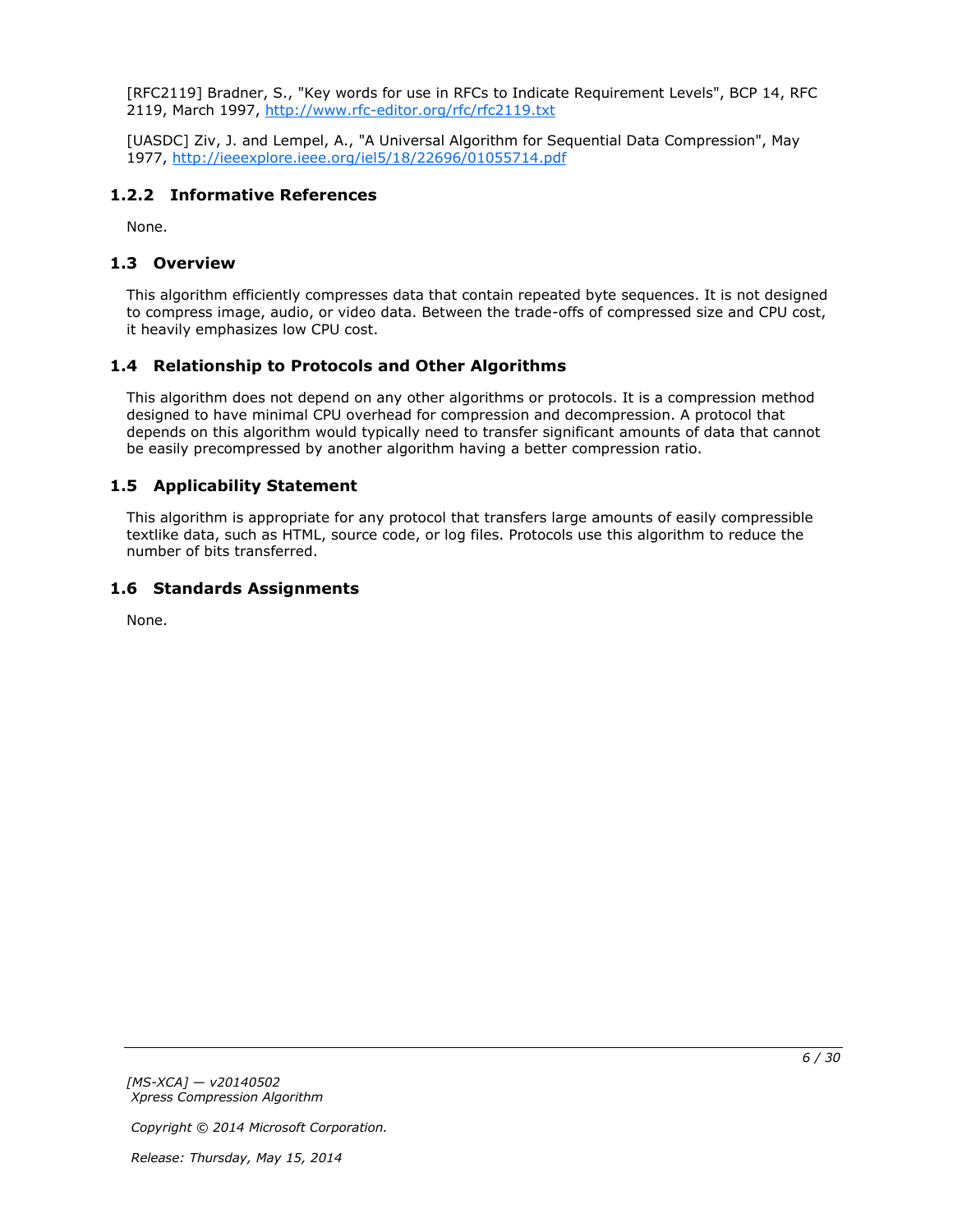[RFC2119] Bradner, S., "Key words for use in RFCs to Indicate Requirement Levels", BCP 14, RFC 2119, March 1997, http://www.rfc-editor.org/rfc/rfc2119.txt

[UASDC] Ziv, J. and Lempel, A., "A Universal Algorithm for Sequential Data Compression", May 1977, http://ieeexplore.ieee.org/iel5/18/22696/01055714.pdf

### 1.2.2 Informative References

None.

## 1.3 Overview

This algorithm efficiently compresses data that contain repeated byte sequences. It is not designed to compress image, audio, or video data. Between the trade-offs of compressed size and CPU cost, it heavily emphasizes low CPU cost.

## 1.4 Relationship to Protocols and Other Algorithms

This algorithm does not depend on any other algorithms or protocols. It is a compression method designed to have minimal CPU overhead for compression and decompression. A protocol that depends on this algorithm would typically need to transfer significant amounts of data that cannot be easily precompressed by another algorithm having a better compression ratio.

## 1.5 Applicability Statement

This algorithm is appropriate for any protocol that transfers large amounts of easily compressible textlike data, such as HTML, source code, or log files. Protocols use this algorithm to reduce the number of bits transferred.

## 1.6 Standards Assignments

None.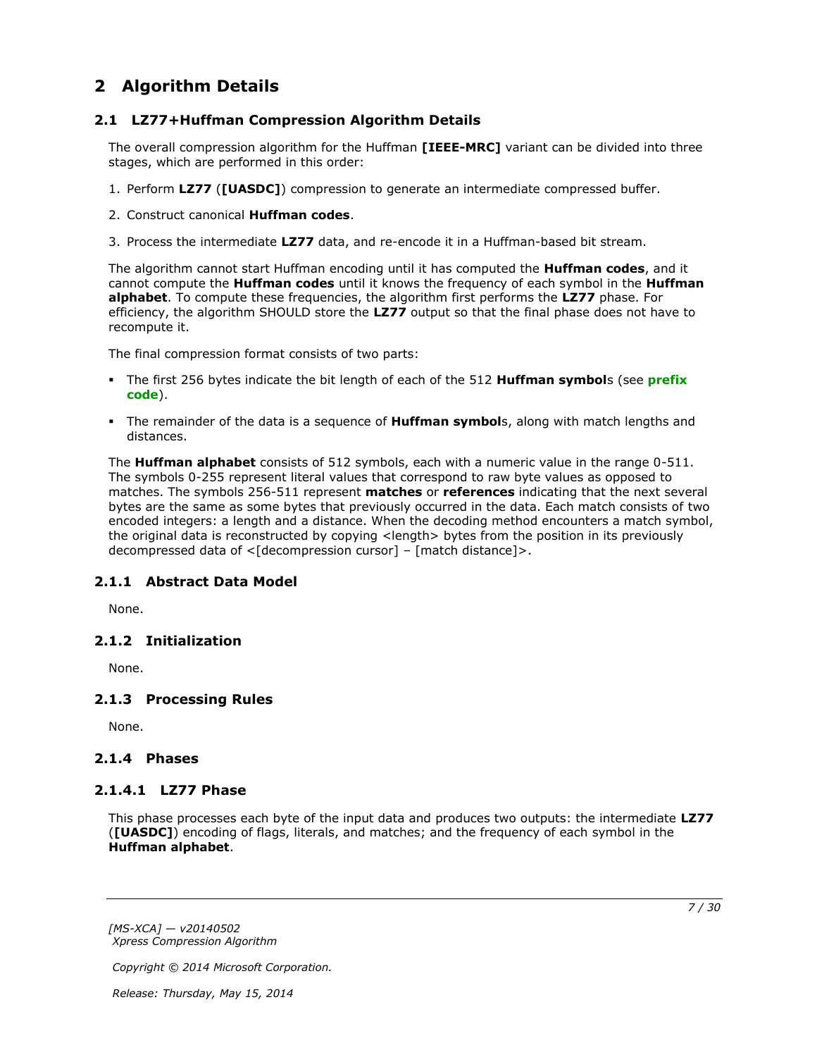# 2 Algorithm Details

## 2.1 LZ77+Huffman Compression Algorithm Details

The overall compression algorithm for the Huffman **[IEEE-MRC]** variant can be divided into three stages, which are performed in this order:

1. Perform **LZ77** (**[UASDC]**) compression to generate an intermediate compressed buffer.

2. Construct canonical **Huffman codes**.

3. Process the intermediate **LZ77** data, and re-encode it in a Huffman-based bit stream.

The algorithm cannot start Huffman encoding until it has computed the **Huffman codes**, and it cannot compute the **Huffman codes** until it knows the frequency of each symbol in the **Huffman alphabet**. To compute these frequencies, the algorithm first performs the **LZ77** phase. For efficiency, the algorithm SHOULD store the **LZ77** output so that the final phase does not have to recompute it.

The final compression format consists of two parts:

- The first 256 bytes indicate the bit length of each of the 512 **Huffman symbol**s (see **prefix code**).

- The remainder of the data is a sequence of **Huffman symbol**s, along with match lengths and distances.

The **Huffman alphabet** consists of 512 symbols, each with a numeric value in the range 0-511. The symbols 0-255 represent literal values that correspond to raw byte values as opposed to matches. The symbols 256-511 represent **matches** or **references** indicating that the next several bytes are the same as some bytes that previously occurred in the data. Each match consists of two encoded integers: a length and a distance. When the decoding method encounters a match symbol, the original data is reconstructed by copying <length> bytes from the position in its previously decompressed data of <[decompression cursor] – [match distance]>.

### 2.1.1 Abstract Data Model

None.

### 2.1.2 Initialization

None.

### 2.1.3 Processing Rules

None.

### 2.1.4 Phases

#### 2.1.4.1 LZ77 Phase

This phase processes each byte of the input data and produces two outputs: the intermediate **LZ77** (**[UASDC]**) encoding of flags, literals, and matches; and the frequency of each symbol in the **Huffman alphabet**.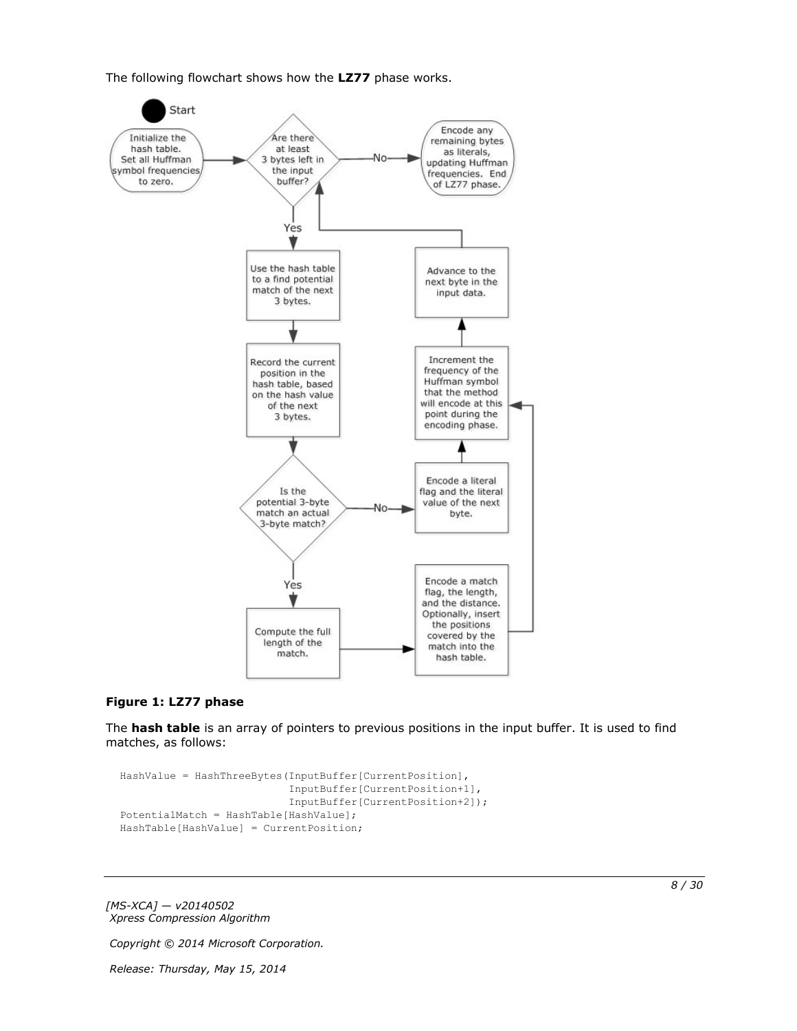The following flowchart shows how the **LZ77** phase works.

**Figure 1: LZ77 phase**

The **hash table** is an array of pointers to previous positions in the input buffer. It is used to find matches, as follows:

```
HashValue = HashThreeBytes(InputBuffer[CurrentPosition],
                           InputBuffer[CurrentPosition+1],
                           InputBuffer[CurrentPosition+2]);
PotentialMatch = HashTable[HashValue];
HashTable[HashValue] = CurrentPosition;
```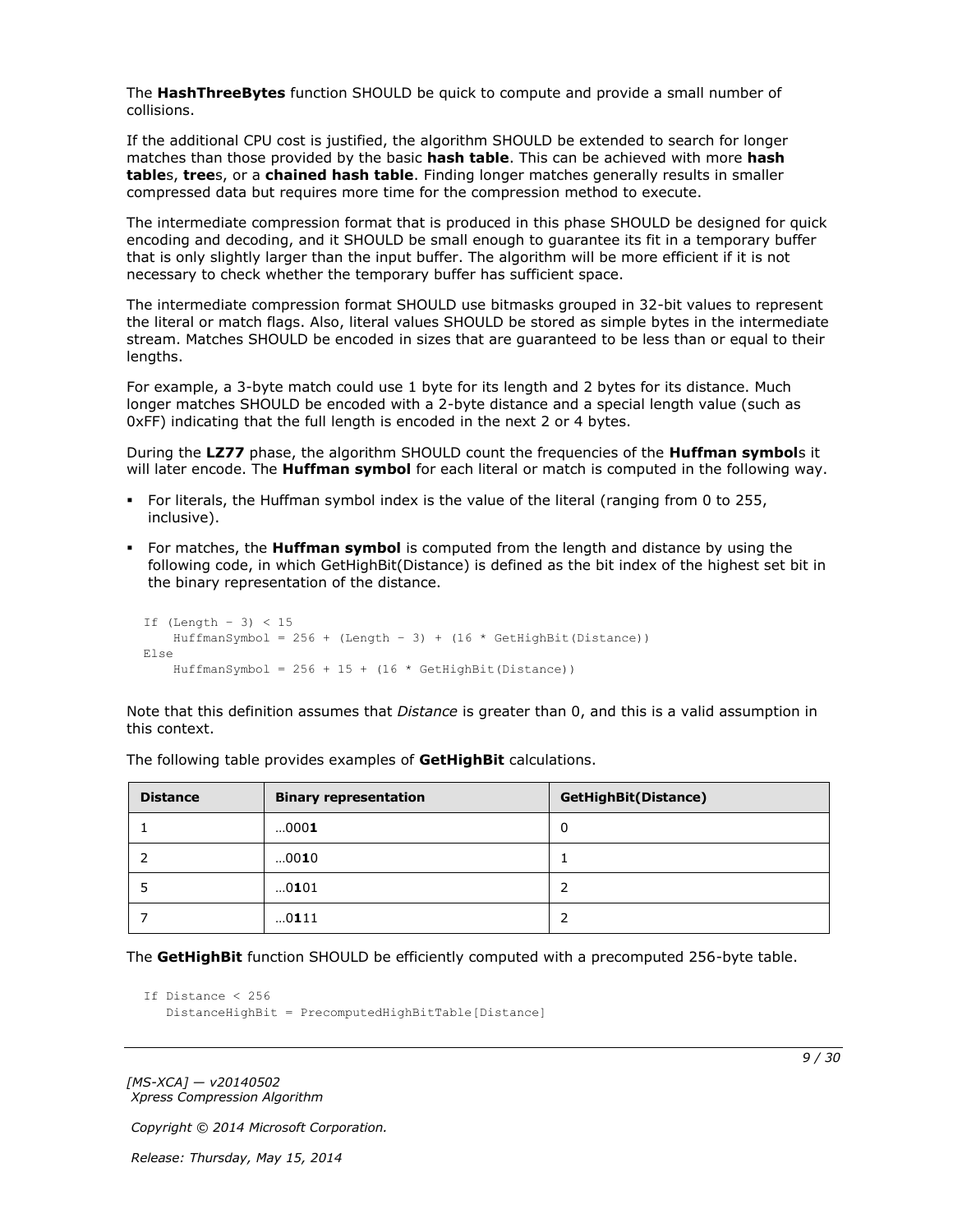The **HashThreeBytes** function SHOULD be quick to compute and provide a small number of collisions.

If the additional CPU cost is justified, the algorithm SHOULD be extended to search for longer matches than those provided by the basic **hash table**. This can be achieved with more **hash table**s, **tree**s, or a **chained hash table**. Finding longer matches generally results in smaller compressed data but requires more time for the compression method to execute.

The intermediate compression format that is produced in this phase SHOULD be designed for quick encoding and decoding, and it SHOULD be small enough to guarantee its fit in a temporary buffer that is only slightly larger than the input buffer. The algorithm will be more efficient if it is not necessary to check whether the temporary buffer has sufficient space.

The intermediate compression format SHOULD use bitmasks grouped in 32-bit values to represent the literal or match flags. Also, literal values SHOULD be stored as simple bytes in the intermediate stream. Matches SHOULD be encoded in sizes that are guaranteed to be less than or equal to their lengths.

For example, a 3-byte match could use 1 byte for its length and 2 bytes for its distance. Much longer matches SHOULD be encoded with a 2-byte distance and a special length value (such as 0xFF) indicating that the full length is encoded in the next 2 or 4 bytes.

During the **LZ77** phase, the algorithm SHOULD count the frequencies of the **Huffman symbol**s it will later encode. The **Huffman symbol** for each literal or match is computed in the following way.

- For literals, the Huffman symbol index is the value of the literal (ranging from 0 to 255, inclusive).
- For matches, the **Huffman symbol** is computed from the length and distance by using the following code, in which GetHighBit(Distance) is defined as the bit index of the highest set bit in the binary representation of the distance.

```
If (Length - 3) < 15
    HuffmanSymbol = 256 + (Length - 3) + (16 * GetHighBit(Distance))
Else
    HuffmanSymbol = 256 + 15 + (16 * GetHighBit(Distance))
```

Note that this definition assumes that *Distance* is greater than 0, and this is a valid assumption in this context.

The following table provides examples of **GetHighBit** calculations.

| Distance | Binary representation | GetHighBit(Distance) |
|---|---|---|
| 1 | …000**1** | 0 |
| 2 | …00**1**0 | 1 |
| 5 | …0**1**01 | 2 |
| 7 | …0**1**11 | 2 |

The **GetHighBit** function SHOULD be efficiently computed with a precomputed 256-byte table.

```
If Distance < 256
   DistanceHighBit = PrecomputedHighBitTable[Distance]
```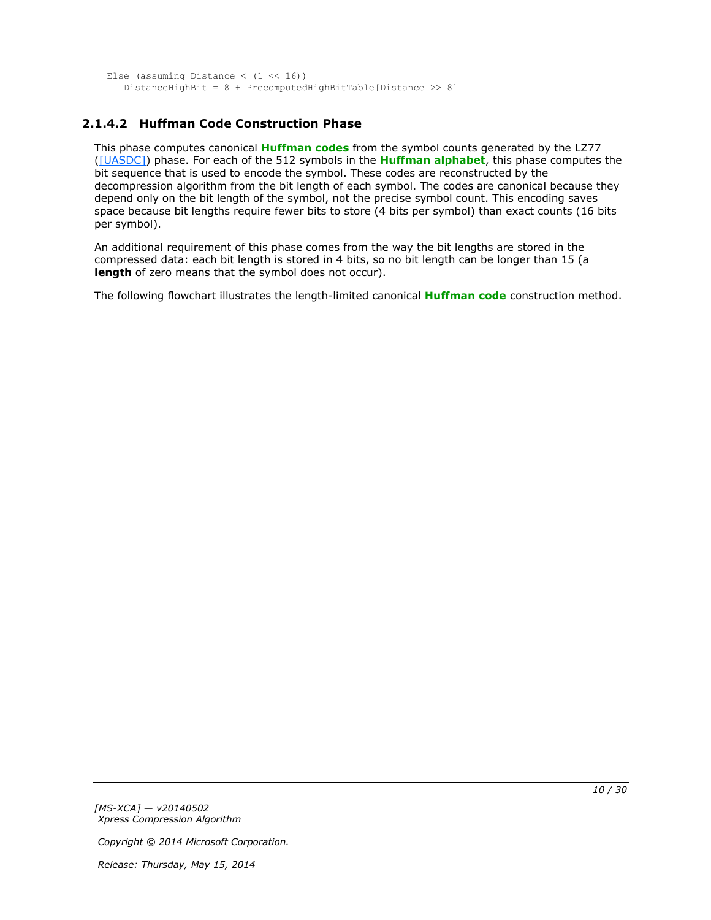```
Else (assuming Distance < (1 << 16))
   DistanceHighBit = 8 + PrecomputedHighBitTable[Distance >> 8]
```

### 2.1.4.2 Huffman Code Construction Phase

This phase computes canonical **Huffman codes** from the symbol counts generated by the LZ77 ([UASDC]) phase. For each of the 512 symbols in the **Huffman alphabet**, this phase computes the bit sequence that is used to encode the symbol. These codes are reconstructed by the decompression algorithm from the bit length of each symbol. The codes are canonical because they depend only on the bit length of the symbol, not the precise symbol count. This encoding saves space because bit lengths require fewer bits to store (4 bits per symbol) than exact counts (16 bits per symbol).

An additional requirement of this phase comes from the way the bit lengths are stored in the compressed data: each bit length is stored in 4 bits, so no bit length can be longer than 15 (a **length** of zero means that the symbol does not occur).

The following flowchart illustrates the length-limited canonical **Huffman code** construction method.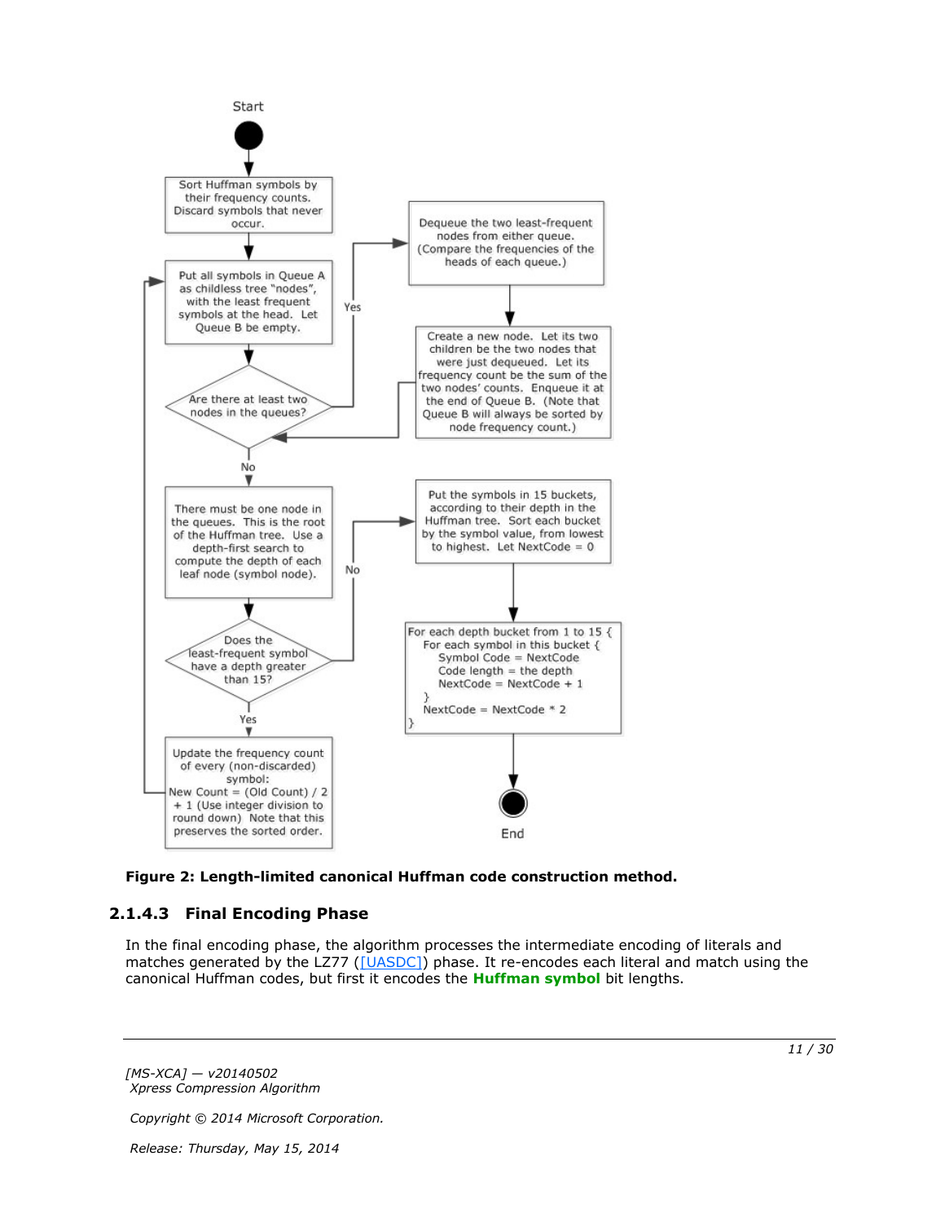Start

Sort Huffman symbols by their frequency counts. Discard symbols that never occur.

Put all symbols in Queue A as childless tree "nodes", with the least frequent symbols at the head. Let Queue B be empty.

Are there at least two nodes in the queues?

Yes

Dequeue the two least-frequent nodes from either queue. (Compare the frequencies of the heads of each queue.)

Create a new node. Let its two children be the two nodes that were just dequeued. Let its frequency count be the sum of the two nodes' counts. Enqueue it at the end of Queue B. (Note that Queue B will always be sorted by node frequency count.)

No

There must be one node in the queues. This is the root of the Huffman tree. Use a depth-first search to compute the depth of each leaf node (symbol node).

Does the least-frequent symbol have a depth greater than 15?

No

Put the symbols in 15 buckets, according to their depth in the Huffman tree. Sort each bucket by the symbol value, from lowest to highest. Let NextCode = 0

```
For each depth bucket from 1 to 15 {
  For each symbol in this bucket {
    Symbol Code = NextCode
    Code length = the depth
    NextCode = NextCode + 1
  }
  NextCode = NextCode * 2
}
```

End

Yes

Update the frequency count of every (non-discarded) symbol: New Count = (Old Count) / 2 + 1 (Use integer division to round down) Note that this preserves the sorted order.

**Figure 2: Length-limited canonical Huffman code construction method.**

### 2.1.4.3 Final Encoding Phase

In the final encoding phase, the algorithm processes the intermediate encoding of literals and matches generated by the LZ77 ([UASDC]) phase. It re-encodes each literal and match using the canonical Huffman codes, but first it encodes the **Huffman symbol** bit lengths.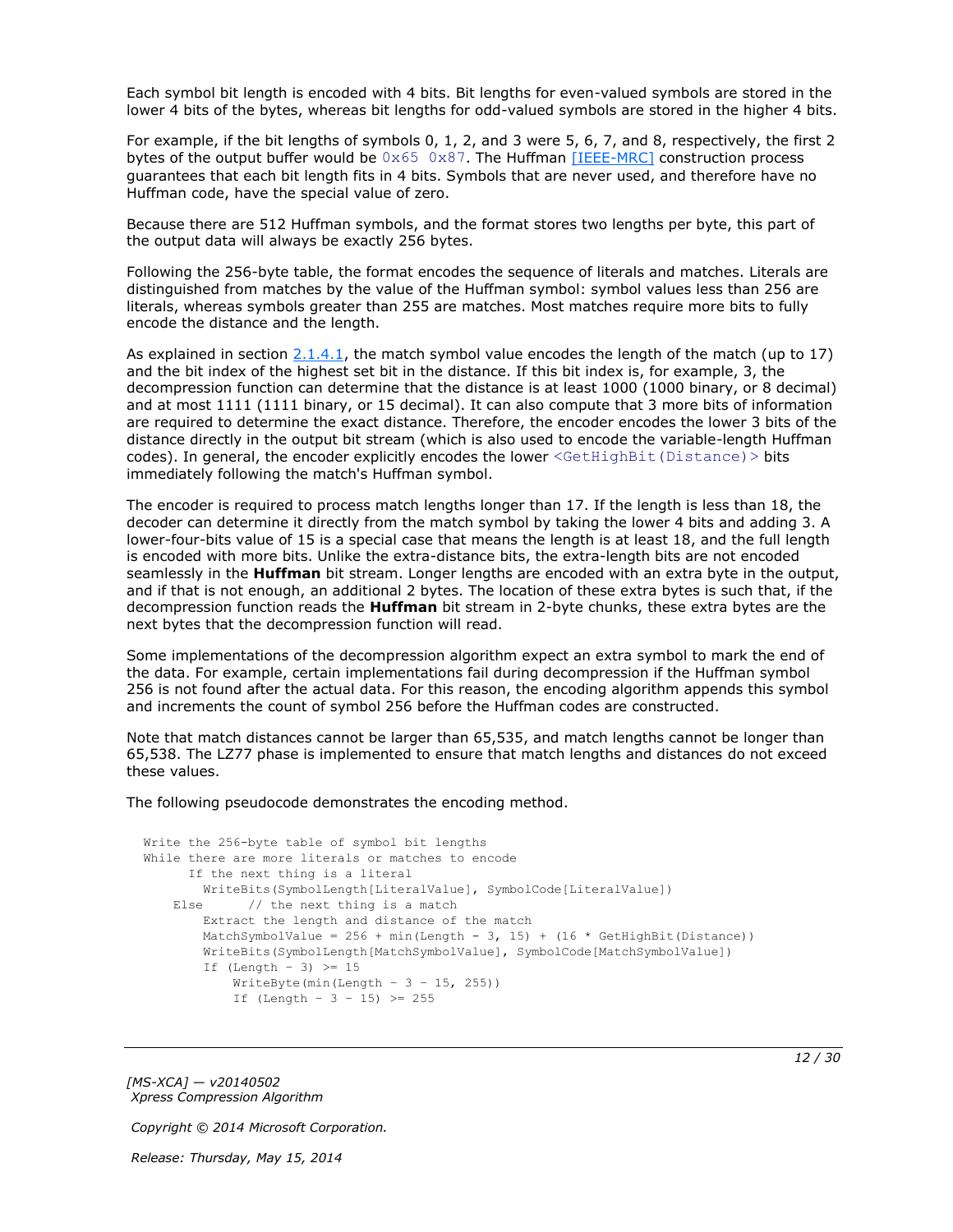Each symbol bit length is encoded with 4 bits. Bit lengths for even-valued symbols are stored in the lower 4 bits of the bytes, whereas bit lengths for odd-valued symbols are stored in the higher 4 bits.

For example, if the bit lengths of symbols 0, 1, 2, and 3 were 5, 6, 7, and 8, respectively, the first 2 bytes of the output buffer would be `0x65 0x87`. The Huffman [IEEE-MRC] construction process guarantees that each bit length fits in 4 bits. Symbols that are never used, and therefore have no Huffman code, have the special value of zero.

Because there are 512 Huffman symbols, and the format stores two lengths per byte, this part of the output data will always be exactly 256 bytes.

Following the 256-byte table, the format encodes the sequence of literals and matches. Literals are distinguished from matches by the value of the Huffman symbol: symbol values less than 256 are literals, whereas symbols greater than 255 are matches. Most matches require more bits to fully encode the distance and the length.

As explained in section 2.1.4.1, the match symbol value encodes the length of the match (up to 17) and the bit index of the highest set bit in the distance. If this bit index is, for example, 3, the decompression function can determine that the distance is at least 1000 (1000 binary, or 8 decimal) and at most 1111 (1111 binary, or 15 decimal). It can also compute that 3 more bits of information are required to determine the exact distance. Therefore, the encoder encodes the lower 3 bits of the distance directly in the output bit stream (which is also used to encode the variable-length Huffman codes). In general, the encoder explicitly encodes the lower `<GetHighBit(Distance)>` bits immediately following the match's Huffman symbol.

The encoder is required to process match lengths longer than 17. If the length is less than 18, the decoder can determine it directly from the match symbol by taking the lower 4 bits and adding 3. A lower-four-bits value of 15 is a special case that means the length is at least 18, and the full length is encoded with more bits. Unlike the extra-distance bits, the extra-length bits are not encoded seamlessly in the **Huffman** bit stream. Longer lengths are encoded with an extra byte in the output, and if that is not enough, an additional 2 bytes. The location of these extra bytes is such that, if the decompression function reads the **Huffman** bit stream in 2-byte chunks, these extra bytes are the next bytes that the decompression function will read.

Some implementations of the decompression algorithm expect an extra symbol to mark the end of the data. For example, certain implementations fail during decompression if the Huffman symbol 256 is not found after the actual data. For this reason, the encoding algorithm appends this symbol and increments the count of symbol 256 before the Huffman codes are constructed.

Note that match distances cannot be larger than 65,535, and match lengths cannot be longer than 65,538. The LZ77 phase is implemented to ensure that match lengths and distances do not exceed these values.

The following pseudocode demonstrates the encoding method.

```
Write the 256-byte table of symbol bit lengths
While there are more literals or matches to encode
      If the next thing is a literal
        WriteBits(SymbolLength[LiteralValue], SymbolCode[LiteralValue])
    Else      // the next thing is a match
        Extract the length and distance of the match
        MatchSymbolValue = 256 + min(Length - 3, 15) + (16 * GetHighBit(Distance))
        WriteBits(SymbolLength[MatchSymbolValue], SymbolCode[MatchSymbolValue])
        If (Length - 3) >= 15
            WriteByte(min(Length - 3 - 15, 255))
            If (Length - 3 - 15) >= 255
```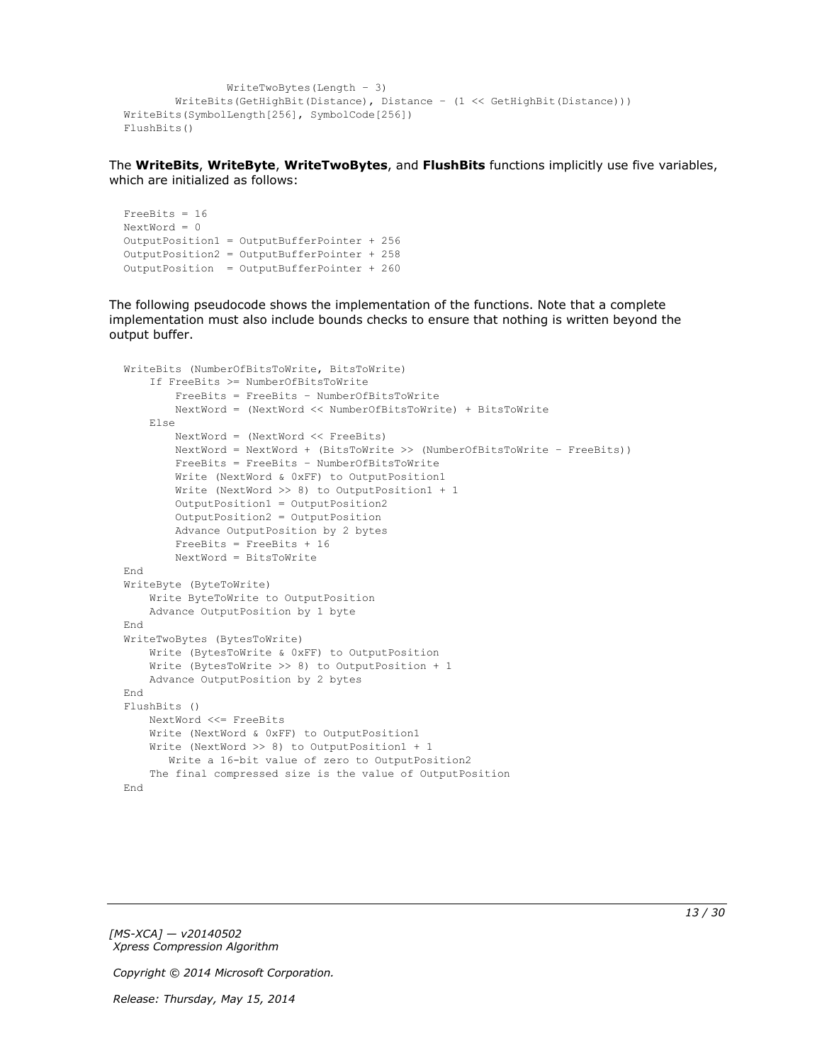```
                WriteTwoBytes(Length - 3)
        WriteBits(GetHighBit(Distance), Distance - (1 << GetHighBit(Distance)))
WriteBits(SymbolLength[256], SymbolCode[256])
FlushBits()
```

The **WriteBits**, **WriteByte**, **WriteTwoBytes**, and **FlushBits** functions implicitly use five variables, which are initialized as follows:

```
FreeBits = 16
NextWord = 0
OutputPosition1 = OutputBufferPointer + 256
OutputPosition2 = OutputBufferPointer + 258
OutputPosition  = OutputBufferPointer + 260
```

The following pseudocode shows the implementation of the functions. Note that a complete implementation must also include bounds checks to ensure that nothing is written beyond the output buffer.

```
WriteBits (NumberOfBitsToWrite, BitsToWrite)
    If FreeBits >= NumberOfBitsToWrite
        FreeBits = FreeBits - NumberOfBitsToWrite
        NextWord = (NextWord << NumberOfBitsToWrite) + BitsToWrite
    Else
        NextWord = (NextWord << FreeBits)
        NextWord = NextWord + (BitsToWrite >> (NumberOfBitsToWrite - FreeBits))
        FreeBits = FreeBits - NumberOfBitsToWrite
        Write (NextWord & 0xFF) to OutputPosition1
        Write (NextWord >> 8) to OutputPosition1 + 1
        OutputPosition1 = OutputPosition2
        OutputPosition2 = OutputPosition
        Advance OutputPosition by 2 bytes
        FreeBits = FreeBits + 16
        NextWord = BitsToWrite
End
WriteByte (ByteToWrite)
    Write ByteToWrite to OutputPosition
    Advance OutputPosition by 1 byte
End
WriteTwoBytes (BytesToWrite)
    Write (BytesToWrite & 0xFF) to OutputPosition
    Write (BytesToWrite >> 8) to OutputPosition + 1
    Advance OutputPosition by 2 bytes
End
FlushBits ()
    NextWord <<= FreeBits
    Write (NextWord & 0xFF) to OutputPosition1
    Write (NextWord >> 8) to OutputPosition1 + 1
       Write a 16-bit value of zero to OutputPosition2
    The final compressed size is the value of OutputPosition
End
```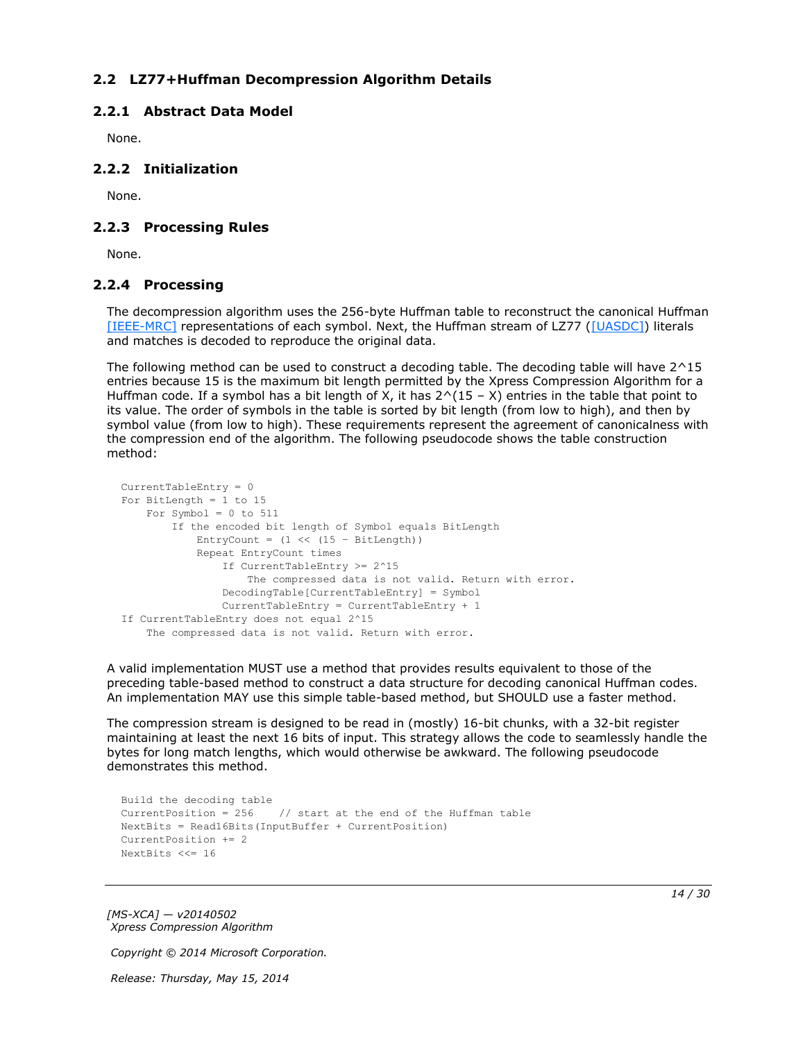## 2.2 LZ77+Huffman Decompression Algorithm Details

### 2.2.1 Abstract Data Model

None.

### 2.2.2 Initialization

None.

### 2.2.3 Processing Rules

None.

### 2.2.4 Processing

The decompression algorithm uses the 256-byte Huffman table to reconstruct the canonical Huffman [IEEE-MRC] representations of each symbol. Next, the Huffman stream of LZ77 ([UASDC]) literals and matches is decoded to reproduce the original data.

The following method can be used to construct a decoding table. The decoding table will have 2^15 entries because 15 is the maximum bit length permitted by the Xpress Compression Algorithm for a Huffman code. If a symbol has a bit length of X, it has 2^(15 – X) entries in the table that point to its value. The order of symbols in the table is sorted by bit length (from low to high), and then by symbol value (from low to high). These requirements represent the agreement of canonicalness with the compression end of the algorithm. The following pseudocode shows the table construction method:

```
CurrentTableEntry = 0
For BitLength = 1 to 15
    For Symbol = 0 to 511
        If the encoded bit length of Symbol equals BitLength
            EntryCount = (1 << (15 – BitLength))
            Repeat EntryCount times
                If CurrentTableEntry >= 2^15
                    The compressed data is not valid. Return with error.
                DecodingTable[CurrentTableEntry] = Symbol
                CurrentTableEntry = CurrentTableEntry + 1
If CurrentTableEntry does not equal 2^15
    The compressed data is not valid. Return with error.
```

A valid implementation MUST use a method that provides results equivalent to those of the preceding table-based method to construct a data structure for decoding canonical Huffman codes. An implementation MAY use this simple table-based method, but SHOULD use a faster method.

The compression stream is designed to be read in (mostly) 16-bit chunks, with a 32-bit register maintaining at least the next 16 bits of input. This strategy allows the code to seamlessly handle the bytes for long match lengths, which would otherwise be awkward. The following pseudocode demonstrates this method.

```
Build the decoding table
CurrentPosition = 256    // start at the end of the Huffman table
NextBits = Read16Bits(InputBuffer + CurrentPosition)
CurrentPosition += 2
NextBits <<= 16
```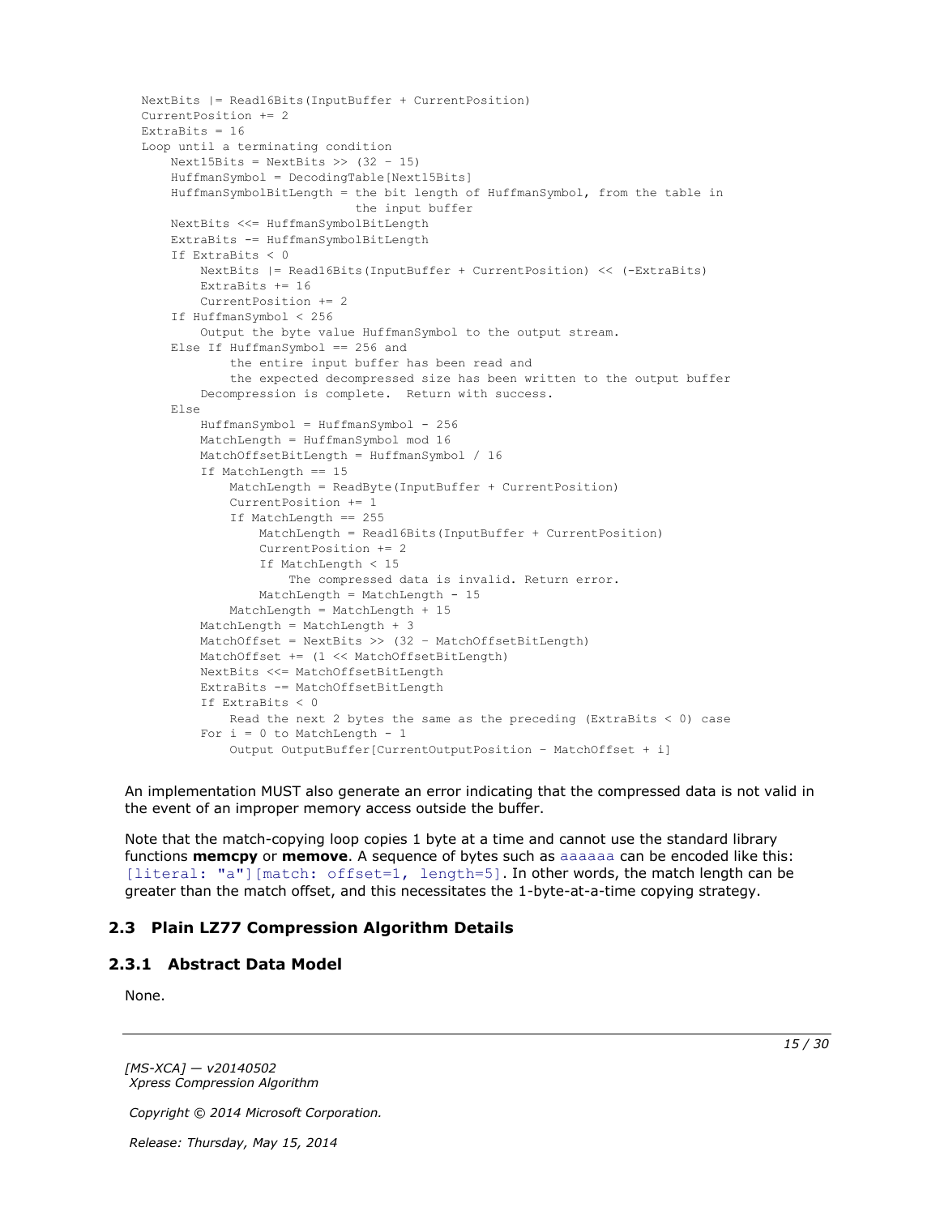```
    NextBits |= Read16Bits(InputBuffer + CurrentPosition)
    CurrentPosition += 2
    ExtraBits = 16
    Loop until a terminating condition
        Next15Bits = NextBits >> (32 - 15)
        HuffmanSymbol = DecodingTable[Next15Bits]
        HuffmanSymbolBitLength = the bit length of HuffmanSymbol, from the table in
                                 the input buffer
        NextBits <<= HuffmanSymbolBitLength
        ExtraBits -= HuffmanSymbolBitLength
        If ExtraBits < 0
            NextBits |= Read16Bits(InputBuffer + CurrentPosition) << (-ExtraBits)
            ExtraBits += 16
            CurrentPosition += 2
        If HuffmanSymbol < 256
            Output the byte value HuffmanSymbol to the output stream.
        Else If HuffmanSymbol == 256 and
                the entire input buffer has been read and
                the expected decompressed size has been written to the output buffer
            Decompression is complete.  Return with success.
        Else
            HuffmanSymbol = HuffmanSymbol - 256
            MatchLength = HuffmanSymbol mod 16
            MatchOffsetBitLength = HuffmanSymbol / 16
            If MatchLength == 15
                MatchLength = ReadByte(InputBuffer + CurrentPosition)
                CurrentPosition += 1
                If MatchLength == 255
                    MatchLength = Read16Bits(InputBuffer + CurrentPosition)
                    CurrentPosition += 2
                    If MatchLength < 15
                        The compressed data is invalid. Return error.
                    MatchLength = MatchLength - 15
                MatchLength = MatchLength + 15
            MatchLength = MatchLength + 3
            MatchOffset = NextBits >> (32 - MatchOffsetBitLength)
            MatchOffset += (1 << MatchOffsetBitLength)
            NextBits <<= MatchOffsetBitLength
            ExtraBits -= MatchOffsetBitLength
            If ExtraBits < 0
                Read the next 2 bytes the same as the preceding (ExtraBits < 0) case
            For i = 0 to MatchLength - 1
                Output OutputBuffer[CurrentOutputPosition - MatchOffset + i]
```

An implementation MUST also generate an error indicating that the compressed data is not valid in the event of an improper memory access outside the buffer.

Note that the match-copying loop copies 1 byte at a time and cannot use the standard library functions **memcpy** or **memove**. A sequence of bytes such as `aaaaaa` can be encoded like this: `[literal: "a"][match: offset=1, length=5]`. In other words, the match length can be greater than the match offset, and this necessitates the 1-byte-at-a-time copying strategy.

## 2.3 Plain LZ77 Compression Algorithm Details

### 2.3.1 Abstract Data Model

None.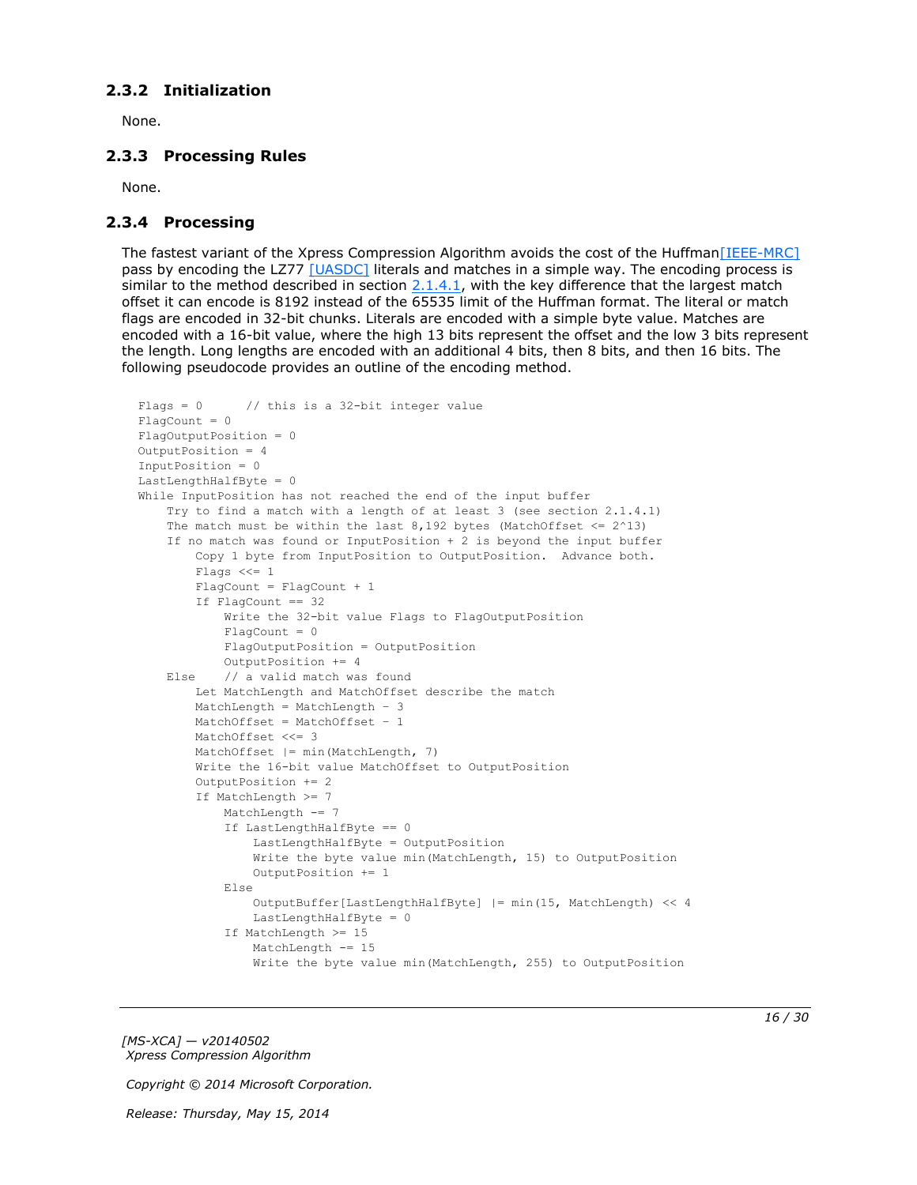### 2.3.2 Initialization

None.

### 2.3.3 Processing Rules

None.

### 2.3.4 Processing

The fastest variant of the Xpress Compression Algorithm avoids the cost of the Huffman[IEEE-MRC] pass by encoding the LZ77 [UASDC] literals and matches in a simple way. The encoding process is similar to the method described in section 2.1.4.1, with the key difference that the largest match offset it can encode is 8192 instead of the 65535 limit of the Huffman format. The literal or match flags are encoded in 32-bit chunks. Literals are encoded with a simple byte value. Matches are encoded with a 16-bit value, where the high 13 bits represent the offset and the low 3 bits represent the length. Long lengths are encoded with an additional 4 bits, then 8 bits, and then 16 bits. The following pseudocode provides an outline of the encoding method.

```
Flags = 0      // this is a 32-bit integer value
FlagCount = 0
FlagOutputPosition = 0
OutputPosition = 4
InputPosition = 0
LastLengthHalfByte = 0
While InputPosition has not reached the end of the input buffer
    Try to find a match with a length of at least 3 (see section 2.1.4.1)
    The match must be within the last 8,192 bytes (MatchOffset <= 2^13)
    If no match was found or InputPosition + 2 is beyond the input buffer
        Copy 1 byte from InputPosition to OutputPosition.  Advance both.
        Flags <<= 1
        FlagCount = FlagCount + 1
        If FlagCount == 32
            Write the 32-bit value Flags to FlagOutputPosition
            FlagCount = 0
            FlagOutputPosition = OutputPosition
            OutputPosition += 4
    Else    // a valid match was found
        Let MatchLength and MatchOffset describe the match
        MatchLength = MatchLength - 3
        MatchOffset = MatchOffset - 1
        MatchOffset <<= 3
        MatchOffset |= min(MatchLength, 7)
        Write the 16-bit value MatchOffset to OutputPosition
        OutputPosition += 2
        If MatchLength >= 7
            MatchLength -= 7
            If LastLengthHalfByte == 0
                LastLengthHalfByte = OutputPosition
                Write the byte value min(MatchLength, 15) to OutputPosition
                OutputPosition += 1
            Else
                OutputBuffer[LastLengthHalfByte] |= min(15, MatchLength) << 4
                LastLengthHalfByte = 0
            If MatchLength >= 15
                MatchLength -= 15
                Write the byte value min(MatchLength, 255) to OutputPosition
```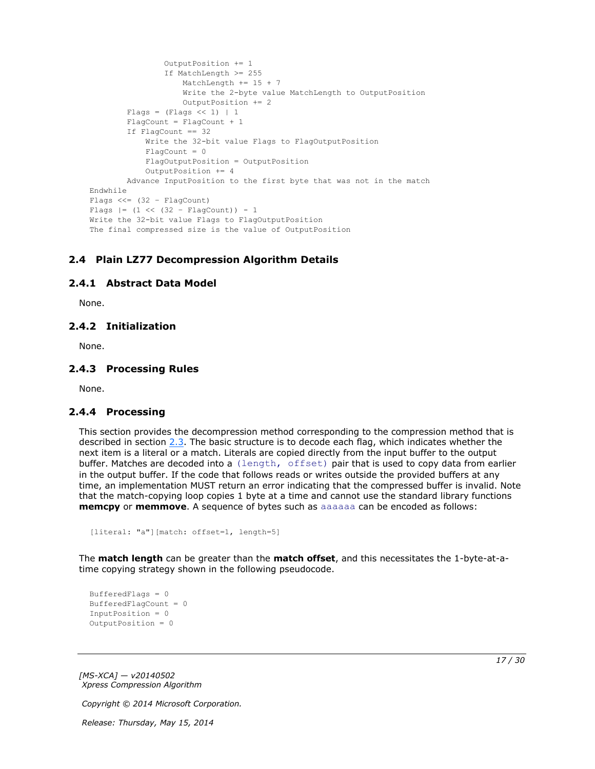```
                OutputPosition += 1
                If MatchLength >= 255
                    MatchLength += 15 + 7
                    Write the 2-byte value MatchLength to OutputPosition
                    OutputPosition += 2
        Flags = (Flags << 1) | 1
        FlagCount = FlagCount + 1
        If FlagCount == 32
            Write the 32-bit value Flags to FlagOutputPosition
            FlagCount = 0
            FlagOutputPosition = OutputPosition
            OutputPosition += 4
        Advance InputPosition to the first byte that was not in the match
Endwhile
Flags <<= (32 - FlagCount)
Flags |= (1 << (32 - FlagCount)) - 1
Write the 32-bit value Flags to FlagOutputPosition
The final compressed size is the value of OutputPosition
```

## 2.4 Plain LZ77 Decompression Algorithm Details

### 2.4.1 Abstract Data Model

None.

### 2.4.2 Initialization

None.

### 2.4.3 Processing Rules

None.

### 2.4.4 Processing

This section provides the decompression method corresponding to the compression method that is described in section 2.3. The basic structure is to decode each flag, which indicates whether the next item is a literal or a match. Literals are copied directly from the input buffer to the output buffer. Matches are decoded into a `(length, offset)` pair that is used to copy data from earlier in the output buffer. If the code that follows reads or writes outside the provided buffers at any time, an implementation MUST return an error indicating that the compressed buffer is invalid. Note that the match-copying loop copies 1 byte at a time and cannot use the standard library functions **memcpy** or **memmove**. A sequence of bytes such as `aaaaaa` can be encoded as follows:

```
[literal: "a"][match: offset=1, length=5]
```

The **match length** can be greater than the **match offset**, and this necessitates the 1-byte-at-a-time copying strategy shown in the following pseudocode.

```
BufferedFlags = 0
BufferedFlagCount = 0
InputPosition = 0
OutputPosition = 0
```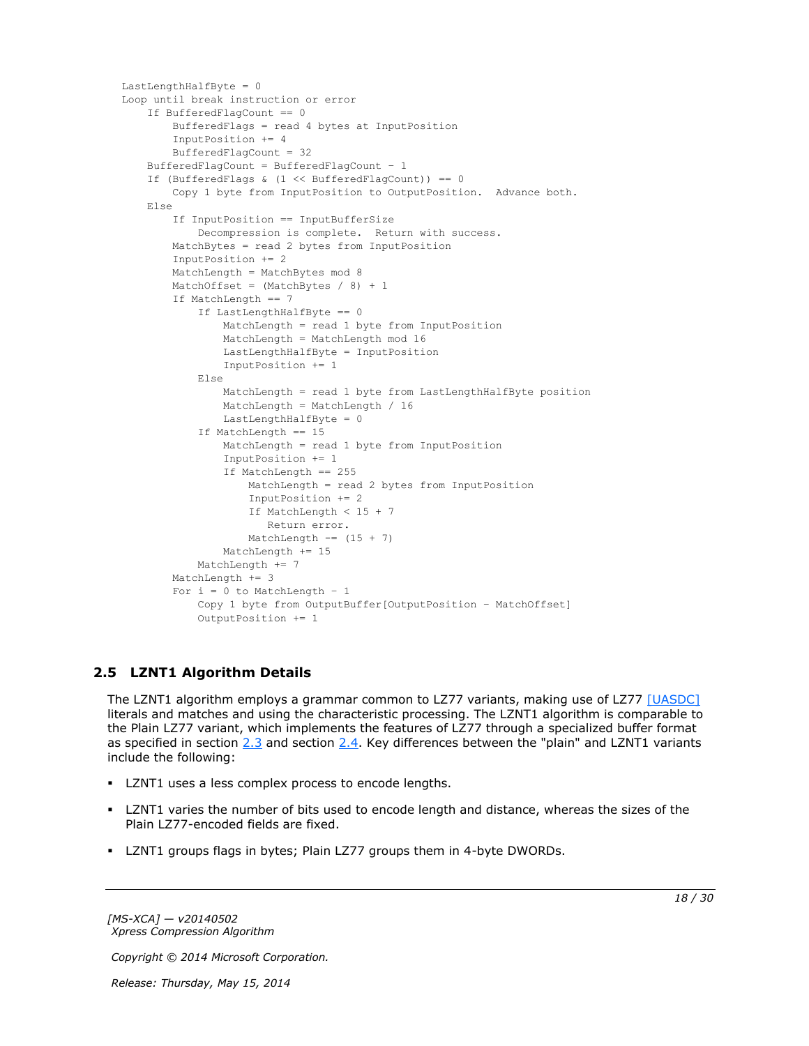```
LastLengthHalfByte = 0
Loop until break instruction or error
    If BufferedFlagCount == 0
        BufferedFlags = read 4 bytes at InputPosition
        InputPosition += 4
        BufferedFlagCount = 32
    BufferedFlagCount = BufferedFlagCount - 1
    If (BufferedFlags & (1 << BufferedFlagCount)) == 0
        Copy 1 byte from InputPosition to OutputPosition.  Advance both.
    Else
        If InputPosition == InputBufferSize
            Decompression is complete.  Return with success.
        MatchBytes = read 2 bytes from InputPosition
        InputPosition += 2
        MatchLength = MatchBytes mod 8
        MatchOffset = (MatchBytes / 8) + 1
        If MatchLength == 7
            If LastLengthHalfByte == 0
                MatchLength = read 1 byte from InputPosition
                MatchLength = MatchLength mod 16
                LastLengthHalfByte = InputPosition
                InputPosition += 1
            Else
                MatchLength = read 1 byte from LastLengthHalfByte position
                MatchLength = MatchLength / 16
                LastLengthHalfByte = 0
            If MatchLength == 15
                MatchLength = read 1 byte from InputPosition
                InputPosition += 1
                If MatchLength == 255
                    MatchLength = read 2 bytes from InputPosition
                    InputPosition += 2
                    If MatchLength < 15 + 7
                       Return error.
                    MatchLength -= (15 + 7)
                MatchLength += 15
            MatchLength += 7
        MatchLength += 3
        For i = 0 to MatchLength - 1
            Copy 1 byte from OutputBuffer[OutputPosition - MatchOffset]
            OutputPosition += 1
```

## 2.5 LZNT1 Algorithm Details

The LZNT1 algorithm employs a grammar common to LZ77 variants, making use of LZ77 [UASDC] literals and matches and using the characteristic processing. The LZNT1 algorithm is comparable to the Plain LZ77 variant, which implements the features of LZ77 through a specialized buffer format as specified in section 2.3 and section 2.4. Key differences between the "plain" and LZNT1 variants include the following:

- LZNT1 uses a less complex process to encode lengths.
- LZNT1 varies the number of bits used to encode length and distance, whereas the sizes of the Plain LZ77-encoded fields are fixed.
- LZNT1 groups flags in bytes; Plain LZ77 groups them in 4-byte DWORDs.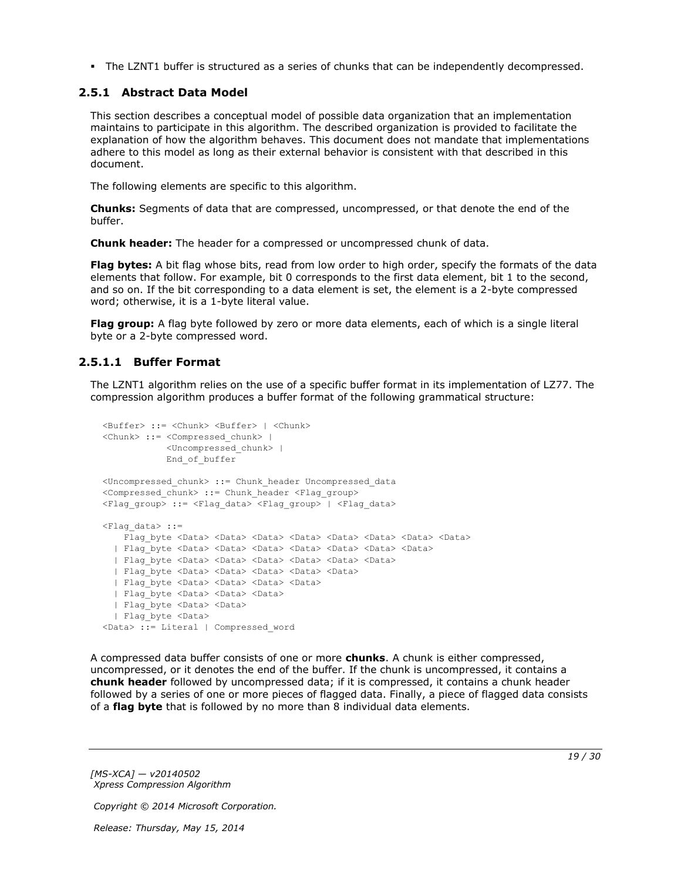- The LZNT1 buffer is structured as a series of chunks that can be independently decompressed.

### 2.5.1 Abstract Data Model

This section describes a conceptual model of possible data organization that an implementation maintains to participate in this algorithm. The described organization is provided to facilitate the explanation of how the algorithm behaves. This document does not mandate that implementations adhere to this model as long as their external behavior is consistent with that described in this document.

The following elements are specific to this algorithm.

**Chunks:** Segments of data that are compressed, uncompressed, or that denote the end of the buffer.

**Chunk header:** The header for a compressed or uncompressed chunk of data.

**Flag bytes:** A bit flag whose bits, read from low order to high order, specify the formats of the data elements that follow. For example, bit 0 corresponds to the first data element, bit 1 to the second, and so on. If the bit corresponding to a data element is set, the element is a 2-byte compressed word; otherwise, it is a 1-byte literal value.

**Flag group:** A flag byte followed by zero or more data elements, each of which is a single literal byte or a 2-byte compressed word.

#### 2.5.1.1 Buffer Format

The LZNT1 algorithm relies on the use of a specific buffer format in its implementation of LZ77. The compression algorithm produces a buffer format of the following grammatical structure:

```
<Buffer> ::= <Chunk> <Buffer> | <Chunk>
<Chunk> ::= <Compressed_chunk> |
            <Uncompressed_chunk> |
            End_of_buffer

<Uncompressed_chunk> ::= Chunk_header Uncompressed_data
<Compressed_chunk> ::= Chunk_header <Flag_group>
<Flag_group> ::= <Flag_data> <Flag_group> | <Flag_data>

<Flag_data> ::=
    Flag_byte <Data> <Data> <Data> <Data> <Data> <Data> <Data> <Data>
  | Flag_byte <Data> <Data> <Data> <Data> <Data> <Data> <Data>
  | Flag_byte <Data> <Data> <Data> <Data> <Data> <Data>
  | Flag_byte <Data> <Data> <Data> <Data> <Data>
  | Flag_byte <Data> <Data> <Data> <Data>
  | Flag_byte <Data> <Data> <Data>
  | Flag_byte <Data> <Data>
  | Flag_byte <Data>
<Data> ::= Literal | Compressed_word
```

A compressed data buffer consists of one or more **chunks**. A chunk is either compressed, uncompressed, or it denotes the end of the buffer. If the chunk is uncompressed, it contains a **chunk header** followed by uncompressed data; if it is compressed, it contains a chunk header followed by a series of one or more pieces of flagged data. Finally, a piece of flagged data consists of a **flag byte** that is followed by no more than 8 individual data elements.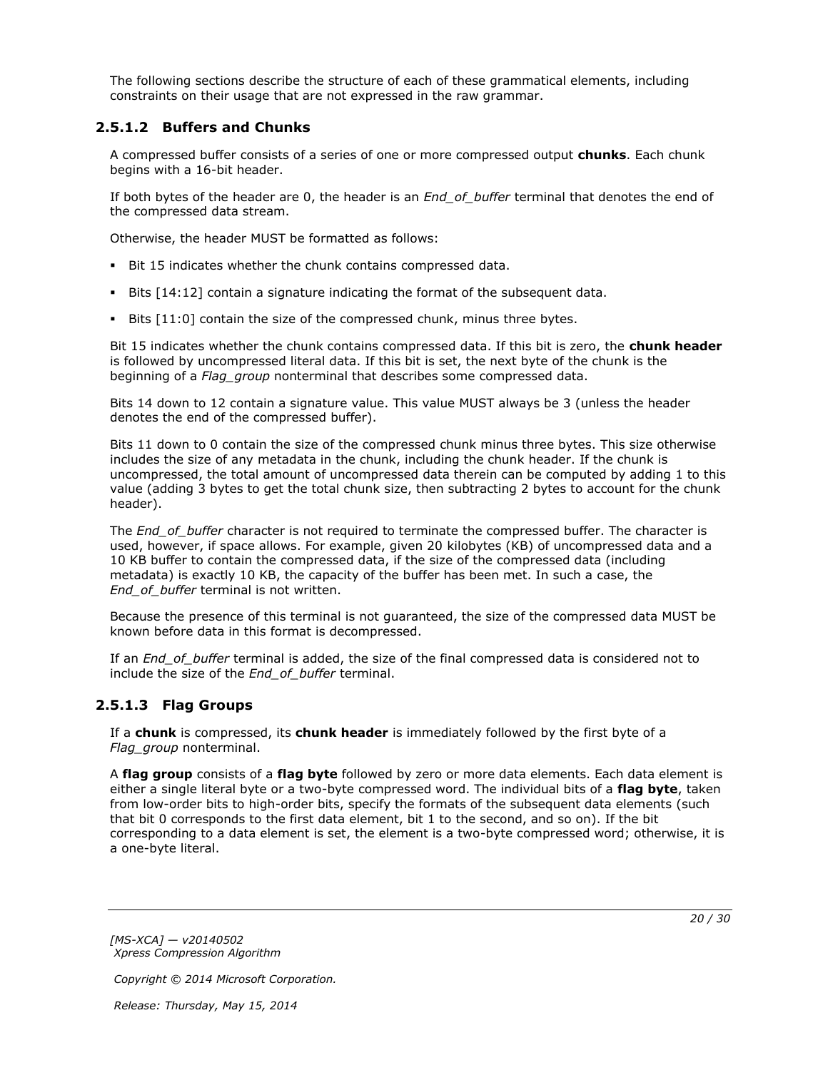The following sections describe the structure of each of these grammatical elements, including constraints on their usage that are not expressed in the raw grammar.

### 2.5.1.2 Buffers and Chunks

A compressed buffer consists of a series of one or more compressed output **chunks**. Each chunk begins with a 16-bit header.

If both bytes of the header are 0, the header is an *End_of_buffer* terminal that denotes the end of the compressed data stream.

Otherwise, the header MUST be formatted as follows:

- Bit 15 indicates whether the chunk contains compressed data.
- Bits [14:12] contain a signature indicating the format of the subsequent data.
- Bits [11:0] contain the size of the compressed chunk, minus three bytes.

Bit 15 indicates whether the chunk contains compressed data. If this bit is zero, the **chunk header** is followed by uncompressed literal data. If this bit is set, the next byte of the chunk is the beginning of a *Flag_group* nonterminal that describes some compressed data.

Bits 14 down to 12 contain a signature value. This value MUST always be 3 (unless the header denotes the end of the compressed buffer).

Bits 11 down to 0 contain the size of the compressed chunk minus three bytes. This size otherwise includes the size of any metadata in the chunk, including the chunk header. If the chunk is uncompressed, the total amount of uncompressed data therein can be computed by adding 1 to this value (adding 3 bytes to get the total chunk size, then subtracting 2 bytes to account for the chunk header).

The *End_of_buffer* character is not required to terminate the compressed buffer. The character is used, however, if space allows. For example, given 20 kilobytes (KB) of uncompressed data and a 10 KB buffer to contain the compressed data, if the size of the compressed data (including metadata) is exactly 10 KB, the capacity of the buffer has been met. In such a case, the *End_of_buffer* terminal is not written.

Because the presence of this terminal is not guaranteed, the size of the compressed data MUST be known before data in this format is decompressed.

If an *End_of_buffer* terminal is added, the size of the final compressed data is considered not to include the size of the *End_of_buffer* terminal.

### 2.5.1.3 Flag Groups

If a **chunk** is compressed, its **chunk header** is immediately followed by the first byte of a *Flag_group* nonterminal.

A **flag group** consists of a **flag byte** followed by zero or more data elements. Each data element is either a single literal byte or a two-byte compressed word. The individual bits of a **flag byte**, taken from low-order bits to high-order bits, specify the formats of the subsequent data elements (such that bit 0 corresponds to the first data element, bit 1 to the second, and so on). If the bit corresponding to a data element is set, the element is a two-byte compressed word; otherwise, it is a one-byte literal.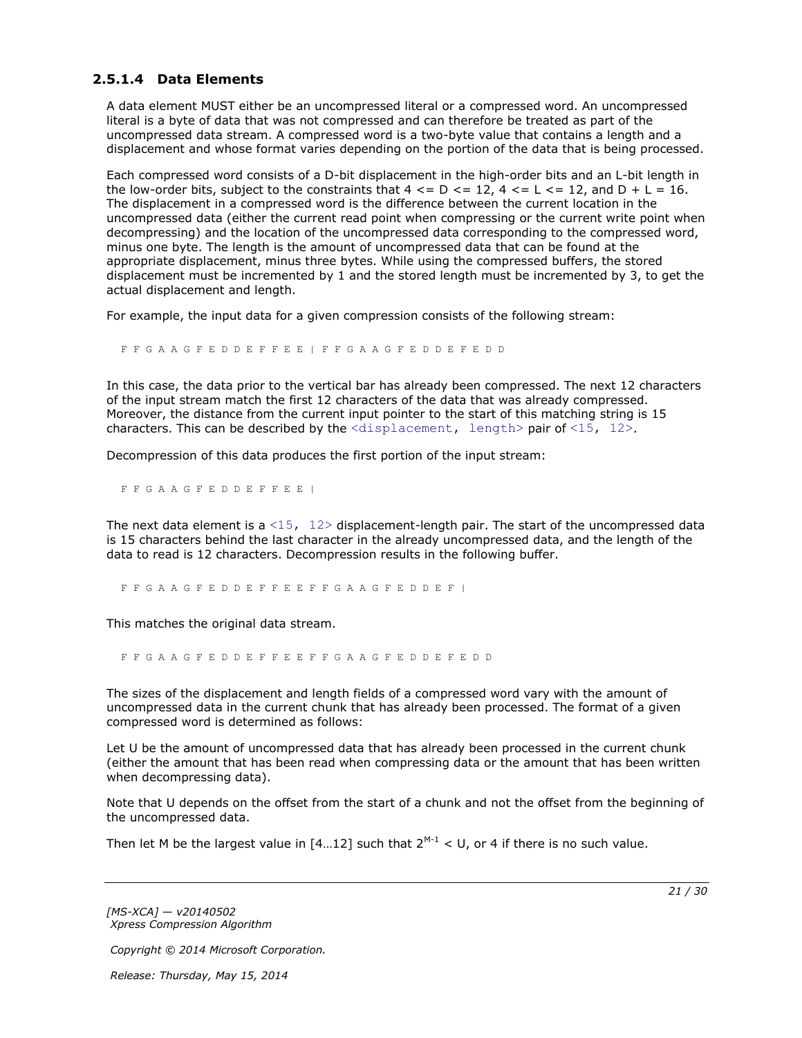#### 2.5.1.4 Data Elements

A data element MUST either be an uncompressed literal or a compressed word. An uncompressed literal is a byte of data that was not compressed and can therefore be treated as part of the uncompressed data stream. A compressed word is a two-byte value that contains a length and a displacement and whose format varies depending on the portion of the data that is being processed.

Each compressed word consists of a D-bit displacement in the high-order bits and an L-bit length in the low-order bits, subject to the constraints that $4 <= D <= 12$, $4 <= L <= 12$, and $D + L = 16$. The displacement in a compressed word is the difference between the current location in the uncompressed data (either the current read point when compressing or the current write point when decompressing) and the location of the uncompressed data corresponding to the compressed word, minus one byte. The length is the amount of uncompressed data that can be found at the appropriate displacement, minus three bytes. While using the compressed buffers, the stored displacement must be incremented by 1 and the stored length must be incremented by 3, to get the actual displacement and length.

For example, the input data for a given compression consists of the following stream:

```
F F G A A G F E D D E F F E E | F F G A A G F E D D E F E D D
```

In this case, the data prior to the vertical bar has already been compressed. The next 12 characters of the input stream match the first 12 characters of the data that was already compressed. Moreover, the distance from the current input pointer to the start of this matching string is 15 characters. This can be described by the `<displacement, length>` pair of `<15, 12>`.

Decompression of this data produces the first portion of the input stream:

```
F F G A A G F E D D E F F E E |
```

The next data element is a `<15, 12>` displacement-length pair. The start of the uncompressed data is 15 characters behind the last character in the already uncompressed data, and the length of the data to read is 12 characters. Decompression results in the following buffer.

```
F F G A A G F E D D E F F E E F F G A A G F E D D E F |
```

This matches the original data stream.

```
F F G A A G F E D D E F F E E F F G A A G F E D D E F E D D
```

The sizes of the displacement and length fields of a compressed word vary with the amount of uncompressed data in the current chunk that has already been processed. The format of a given compressed word is determined as follows:

Let U be the amount of uncompressed data that has already been processed in the current chunk (either the amount that has been read when compressing data or the amount that has been written when decompressing data).

Note that U depends on the offset from the start of a chunk and not the offset from the beginning of the uncompressed data.

Then let M be the largest value in [4…12] such that $2^{M-1} < U$, or 4 if there is no such value.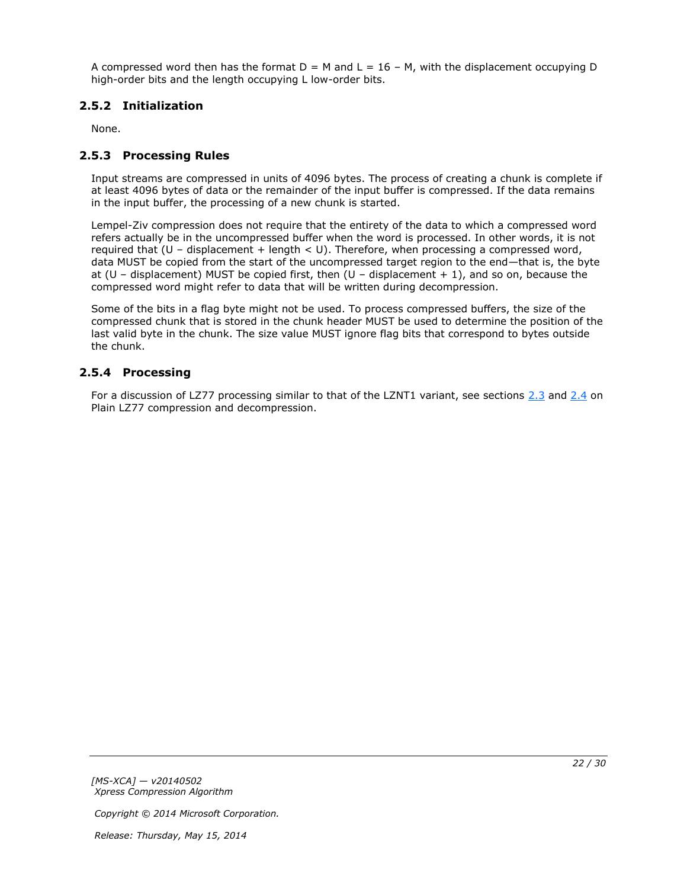A compressed word then has the format $D = M$ and $L = 16 - M$, with the displacement occupying D high-order bits and the length occupying L low-order bits.

### 2.5.2 Initialization

None.

### 2.5.3 Processing Rules

Input streams are compressed in units of 4096 bytes. The process of creating a chunk is complete if at least 4096 bytes of data or the remainder of the input buffer is compressed. If the data remains in the input buffer, the processing of a new chunk is started.

Lempel-Ziv compression does not require that the entirety of the data to which a compressed word refers actually be in the uncompressed buffer when the word is processed. In other words, it is not required that ($U - \text{displacement} + \text{length} < U$). Therefore, when processing a compressed word, data MUST be copied from the start of the uncompressed target region to the end—that is, the byte at ($U - \text{displacement}$) MUST be copied first, then ($U - \text{displacement} + 1$), and so on, because the compressed word might refer to data that will be written during decompression.

Some of the bits in a flag byte might not be used. To process compressed buffers, the size of the compressed chunk that is stored in the chunk header MUST be used to determine the position of the last valid byte in the chunk. The size value MUST ignore flag bits that correspond to bytes outside the chunk.

### 2.5.4 Processing

For a discussion of LZ77 processing similar to that of the LZNT1 variant, see sections 2.3 and 2.4 on Plain LZ77 compression and decompression.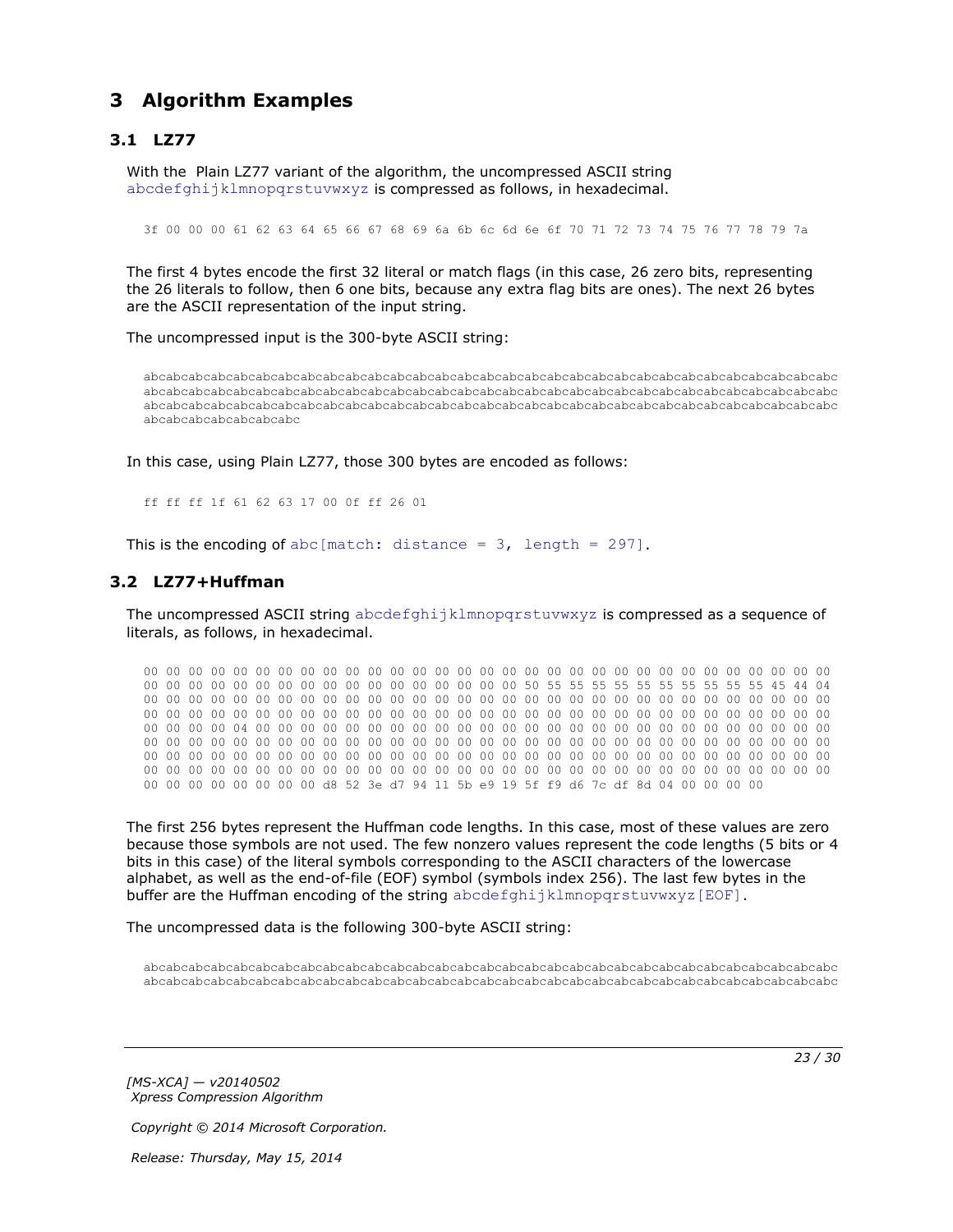# 3 Algorithm Examples

## 3.1 LZ77

With the Plain LZ77 variant of the algorithm, the uncompressed ASCII string abcdefghijklmnopqrstuvwxyz is compressed as follows, in hexadecimal.

```
3f 00 00 00 61 62 63 64 65 66 67 68 69 6a 6b 6c 6d 6e 6f 70 71 72 73 74 75 76 77 78 79 7a
```

The first 4 bytes encode the first 32 literal or match flags (in this case, 26 zero bits, representing the 26 literals to follow, then 6 one bits, because any extra flag bits are ones). The next 26 bytes are the ASCII representation of the input string.

The uncompressed input is the 300-byte ASCII string:

```
abcabcabcabcabcabcabcabcabcabcabcabcabcabcabcabcabcabcabcabcabcabcabcabcabcabcabcabcabcabcabcabcabcabc
abcabcabcabcabcabcabcabcabcabcabcabcabcabcabcabcabcabcabcabcabcabcabcabcabcabcabcabcabcabcabcabcabcabc
abcabcabcabcabcabcabcabcabcabcabcabcabcabcabcabcabcabcabcabcabcabcabcabcabcabcabcabcabcabcabcabcabcabc
abcabcabcabcabcabcabc
```

In this case, using Plain LZ77, those 300 bytes are encoded as follows:

```
ff ff ff 1f 61 62 63 17 00 0f ff 26 01
```

This is the encoding of abc[match: distance = 3, length = 297].

## 3.2 LZ77+Huffman

The uncompressed ASCII string abcdefghijklmnopqrstuvwxyz is compressed as a sequence of literals, as follows, in hexadecimal.

```
00 00 00 00 00 00 00 00 00 00 00 00 00 00 00 00 00 00 00 00 00 00 00 00 00 00 00 00 00 00 00 00
00 00 00 00 00 00 00 00 00 00 00 00 00 00 00 00 50 55 55 55 55 55 55 55 55 55 55 45 44 04
00 00 00 00 00 00 00 00 00 00 00 00 00 00 00 00 00 00 00 00 00 00 00 00 00 00 00 00 00 00 00 00
00 00 00 00 00 00 00 00 00 00 00 00 00 00 00 00 00 00 00 00 00 00 00 00 00 00 00 00 00 00 00 00
00 00 00 00 04 00 00 00 00 00 00 00 00 00 00 00 00 00 00 00 00 00 00 00 00 00 00 00 00 00 00 00
00 00 00 00 00 00 00 00 00 00 00 00 00 00 00 00 00 00 00 00 00 00 00 00 00 00 00 00 00 00 00 00
00 00 00 00 00 00 00 00 00 00 00 00 00 00 00 00 00 00 00 00 00 00 00 00 00 00 00 00 00 00 00 00
00 00 00 00 00 00 00 00 00 00 00 00 00 00 00 00 00 00 00 00 00 00 00 00 00 00 00 00 00 00 00 00
00 00 00 00 00 00 00 00 d8 52 3e d7 94 11 5b e9 19 5f f9 d6 7c df 8d 04 00 00 00 00
```

The first 256 bytes represent the Huffman code lengths. In this case, most of these values are zero because those symbols are not used. The few nonzero values represent the code lengths (5 bits or 4 bits in this case) of the literal symbols corresponding to the ASCII characters of the lowercase alphabet, as well as the end-of-file (EOF) symbol (symbols index 256). The last few bytes in the buffer are the Huffman encoding of the string abcdefghijklmnopqrstuvwxyz[EOF].

The uncompressed data is the following 300-byte ASCII string:

```
abcabcabcabcabcabcabcabcabcabcabcabcabcabcabcabcabcabcabcabcabcabcabcabcabcabcabcabcabcabcabcabcabcabc
abcabcabcabcabcabcabcabcabcabcabcabcabcabcabcabcabcabcabcabcabcabcabcabcabcabcabcabcabcabcabcabcabcabc
```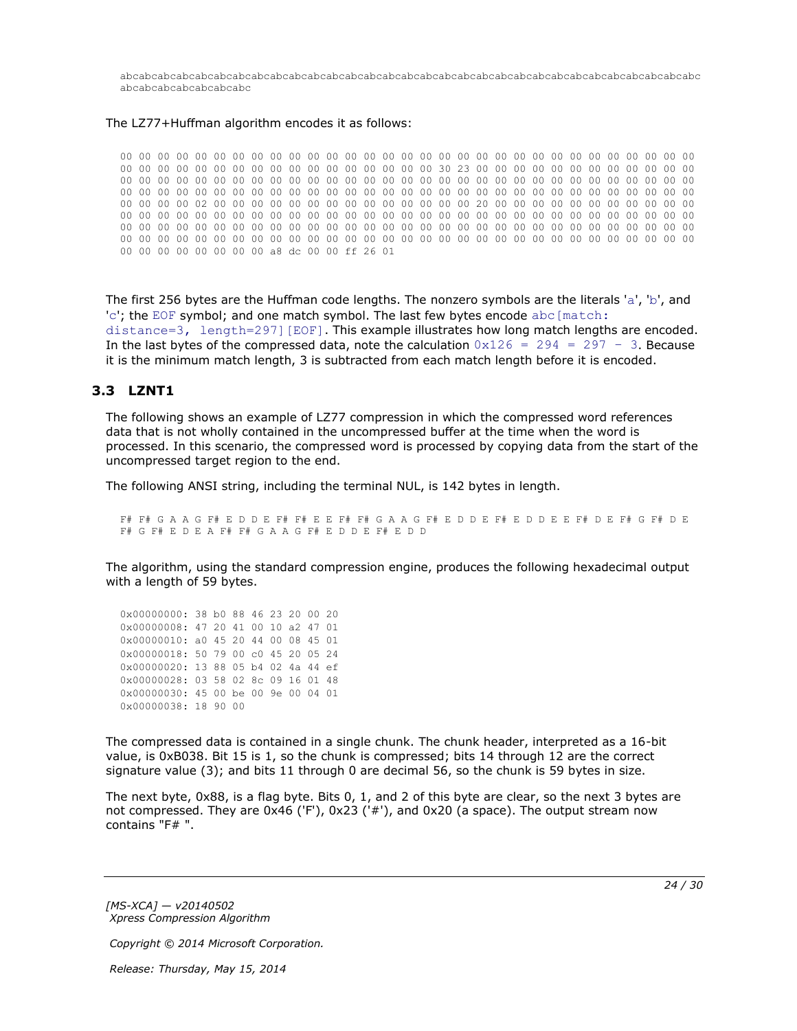```
abcabcabcabcabcabcabcabcabcabcabcabcabcabcabcabcabcabcabcabcabcabcabcabcabcabcabcabcabcabcabcabc
abcabcabcabcabcabcabc
```

The LZ77+Huffman algorithm encodes it as follows:

```
00 00 00 00 00 00 00 00 00 00 00 00 00 00 00 00 00 00 00 00 00 00 00 00 00 00 00 00 00 00 00 00
00 00 00 00 00 00 00 00 00 00 00 00 00 00 00 00 00 30 23 00 00 00 00 00 00 00 00 00 00 00 00 00
00 00 00 00 00 00 00 00 00 00 00 00 00 00 00 00 00 00 00 00 00 00 00 00 00 00 00 00 00 00 00 00
00 00 00 00 00 00 00 00 00 00 00 00 00 00 00 00 00 00 00 00 00 00 00 00 00 00 00 00 00 00 00 00
00 00 00 00 02 00 00 00 00 00 00 00 00 00 00 00 00 00 00 00 20 00 00 00 00 00 00 00 00 00 00 00
00 00 00 00 00 00 00 00 00 00 00 00 00 00 00 00 00 00 00 00 00 00 00 00 00 00 00 00 00 00 00 00
00 00 00 00 00 00 00 00 00 00 00 00 00 00 00 00 00 00 00 00 00 00 00 00 00 00 00 00 00 00 00 00
00 00 00 00 00 00 00 00 00 00 00 00 00 00 00 00 00 00 00 00 00 00 00 00 00 00 00 00 00 00 00 00
00 00 00 00 00 00 00 00 a8 dc 00 00 ff 26 01
```

The first 256 bytes are the Huffman code lengths. The nonzero symbols are the literals 'a', 'b', and 'c'; the EOF symbol; and one match symbol. The last few bytes encode abc[match: distance=3, length=297][EOF]. This example illustrates how long match lengths are encoded. In the last bytes of the compressed data, note the calculation 0x126 = 294 = 297 - 3. Because it is the minimum match length, 3 is subtracted from each match length before it is encoded.

## 3.3 LZNT1

The following shows an example of LZ77 compression in which the compressed word references data that is not wholly contained in the uncompressed buffer at the time when the word is processed. In this scenario, the compressed word is processed by copying data from the start of the uncompressed target region to the end.

The following ANSI string, including the terminal NUL, is 142 bytes in length.

```
F# F# G A A G F# E D D E F# F# E E F# F# G A A G F# E D D E F# E D D E E F# D E F# G F# D E
F# G F# E D E A F# F# G A A G F# E D D E F# E D D
```

The algorithm, using the standard compression engine, produces the following hexadecimal output with a length of 59 bytes.

```
0x00000000: 38 b0 88 46 23 20 00 20
0x00000008: 47 20 41 00 10 a2 47 01
0x00000010: a0 45 20 44 00 08 45 01
0x00000018: 50 79 00 c0 45 20 05 24
0x00000020: 13 88 05 b4 02 4a 44 ef
0x00000028: 03 58 02 8c 09 16 01 48
0x00000030: 45 00 be 00 9e 00 04 01
0x00000038: 18 90 00
```

The compressed data is contained in a single chunk. The chunk header, interpreted as a 16-bit value, is 0xB038. Bit 15 is 1, so the chunk is compressed; bits 14 through 12 are the correct signature value (3); and bits 11 through 0 are decimal 56, so the chunk is 59 bytes in size.

The next byte, 0x88, is a flag byte. Bits 0, 1, and 2 of this byte are clear, so the next 3 bytes are not compressed. They are 0x46 ('F'), 0x23 ('#'), and 0x20 (a space). The output stream now contains "F# ".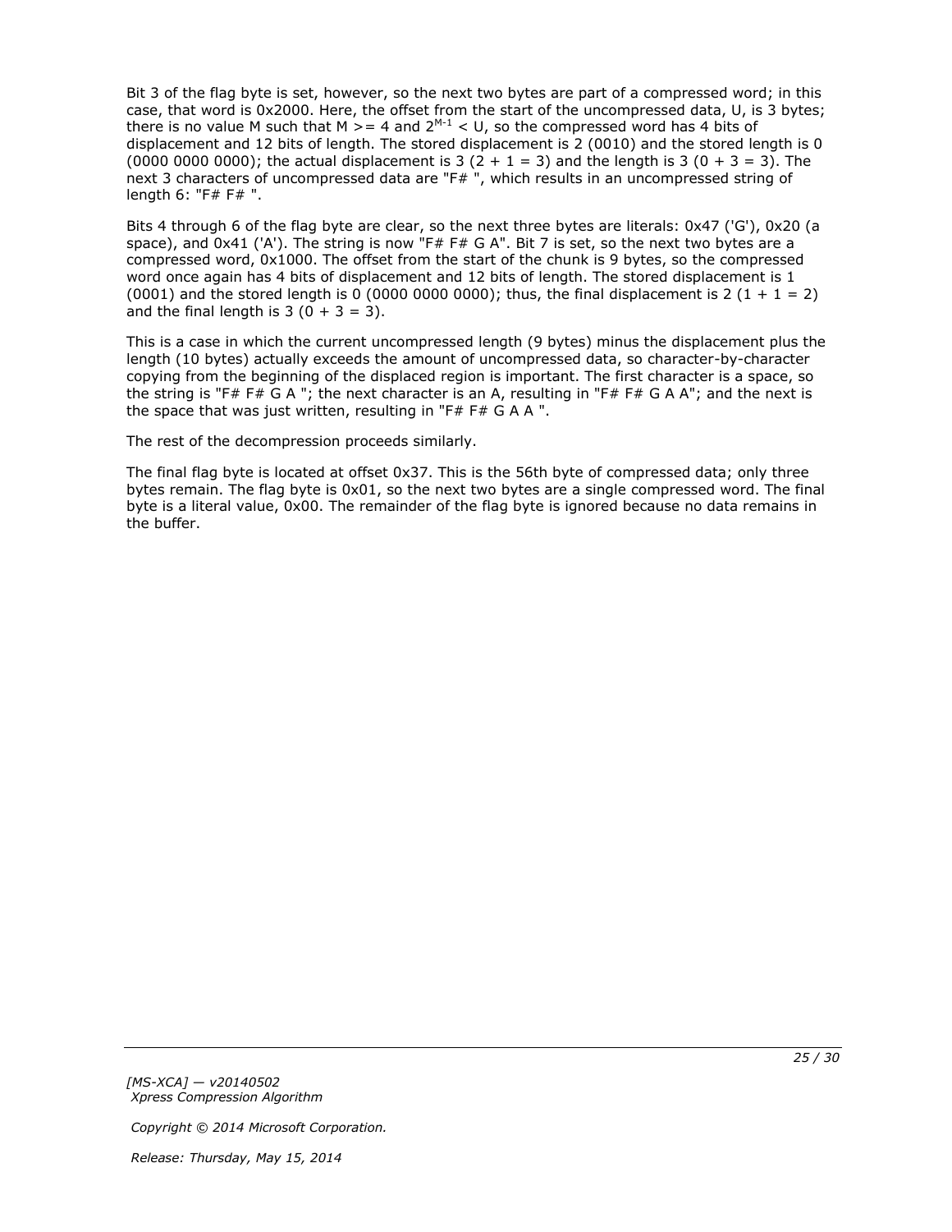Bit 3 of the flag byte is set, however, so the next two bytes are part of a compressed word; in this case, that word is 0x2000. Here, the offset from the start of the uncompressed data, U, is 3 bytes; there is no value M such that M >= 4 and $2^{M-1}$ < U, so the compressed word has 4 bits of displacement and 12 bits of length. The stored displacement is 2 (0010) and the stored length is 0 (0000 0000 0000); the actual displacement is 3 (2 + 1 = 3) and the length is 3 (0 + 3 = 3). The next 3 characters of uncompressed data are "F# ", which results in an uncompressed string of length 6: "F# F# ".

Bits 4 through 6 of the flag byte are clear, so the next three bytes are literals: 0x47 ('G'), 0x20 (a space), and 0x41 ('A'). The string is now "F# F# G A". Bit 7 is set, so the next two bytes are a compressed word, 0x1000. The offset from the start of the chunk is 9 bytes, so the compressed word once again has 4 bits of displacement and 12 bits of length. The stored displacement is 1 (0001) and the stored length is 0 (0000 0000 0000); thus, the final displacement is 2 (1 + 1 = 2) and the final length is 3 (0 + 3 = 3).

This is a case in which the current uncompressed length (9 bytes) minus the displacement plus the length (10 bytes) actually exceeds the amount of uncompressed data, so character-by-character copying from the beginning of the displaced region is important. The first character is a space, so the string is "F# F# G A "; the next character is an A, resulting in "F# F# G A A"; and the next is the space that was just written, resulting in "F# F# G A A ".

The rest of the decompression proceeds similarly.

The final flag byte is located at offset 0x37. This is the 56th byte of compressed data; only three bytes remain. The flag byte is 0x01, so the next two bytes are a single compressed word. The final byte is a literal value, 0x00. The remainder of the flag byte is ignored because no data remains in the buffer.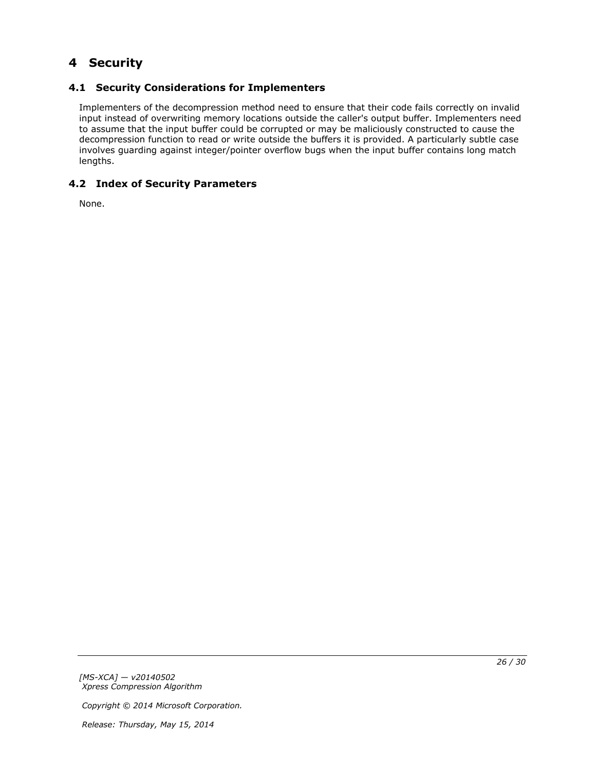# 4 Security

## 4.1 Security Considerations for Implementers

Implementers of the decompression method need to ensure that their code fails correctly on invalid input instead of overwriting memory locations outside the caller's output buffer. Implementers need to assume that the input buffer could be corrupted or may be maliciously constructed to cause the decompression function to read or write outside the buffers it is provided. A particularly subtle case involves guarding against integer/pointer overflow bugs when the input buffer contains long match lengths.

## 4.2 Index of Security Parameters

None.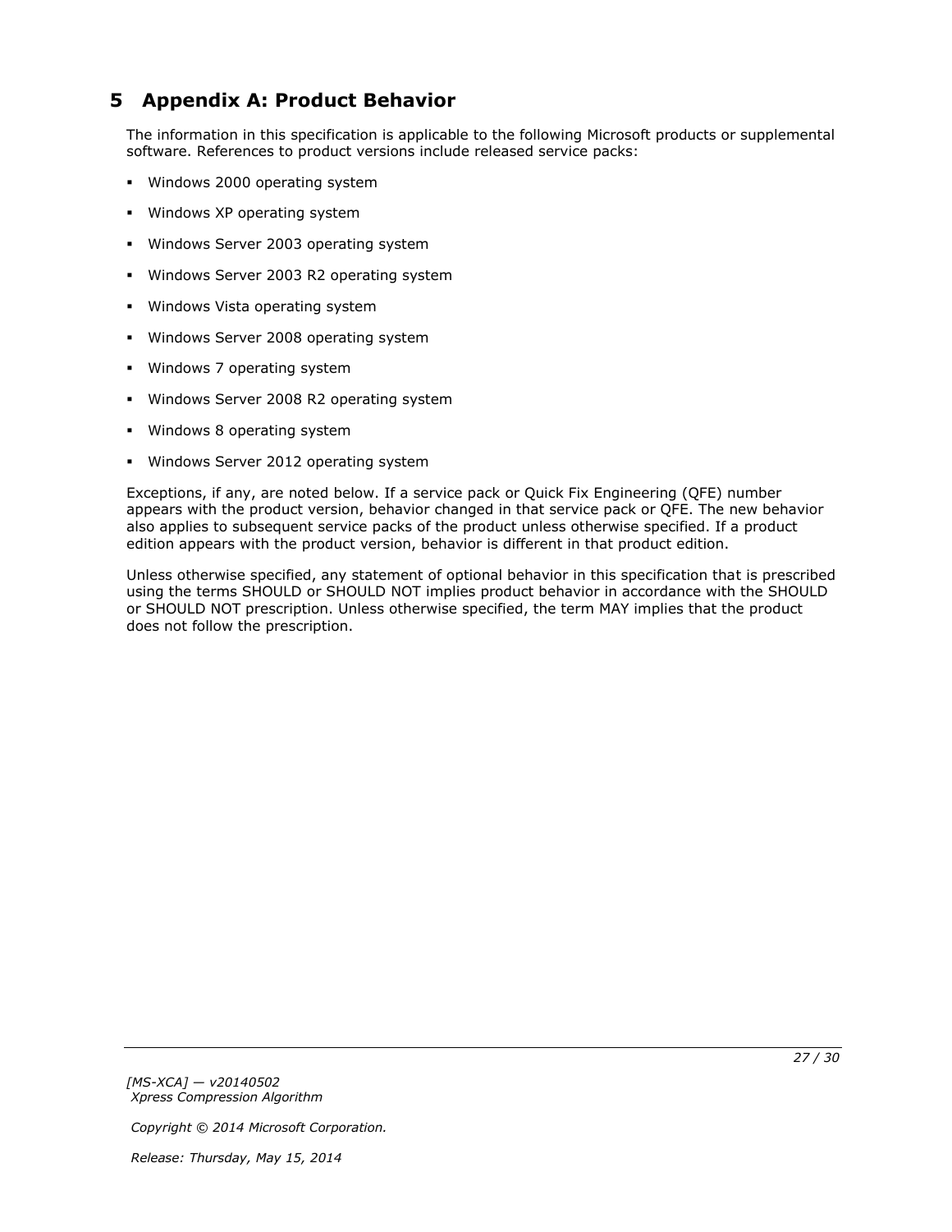# 5 Appendix A: Product Behavior

The information in this specification is applicable to the following Microsoft products or supplemental software. References to product versions include released service packs:

- Windows 2000 operating system
- Windows XP operating system
- Windows Server 2003 operating system
- Windows Server 2003 R2 operating system
- Windows Vista operating system
- Windows Server 2008 operating system
- Windows 7 operating system
- Windows Server 2008 R2 operating system
- Windows 8 operating system
- Windows Server 2012 operating system

Exceptions, if any, are noted below. If a service pack or Quick Fix Engineering (QFE) number appears with the product version, behavior changed in that service pack or QFE. The new behavior also applies to subsequent service packs of the product unless otherwise specified. If a product edition appears with the product version, behavior is different in that product edition.

Unless otherwise specified, any statement of optional behavior in this specification that is prescribed using the terms SHOULD or SHOULD NOT implies product behavior in accordance with the SHOULD or SHOULD NOT prescription. Unless otherwise specified, the term MAY implies that the product does not follow the prescription.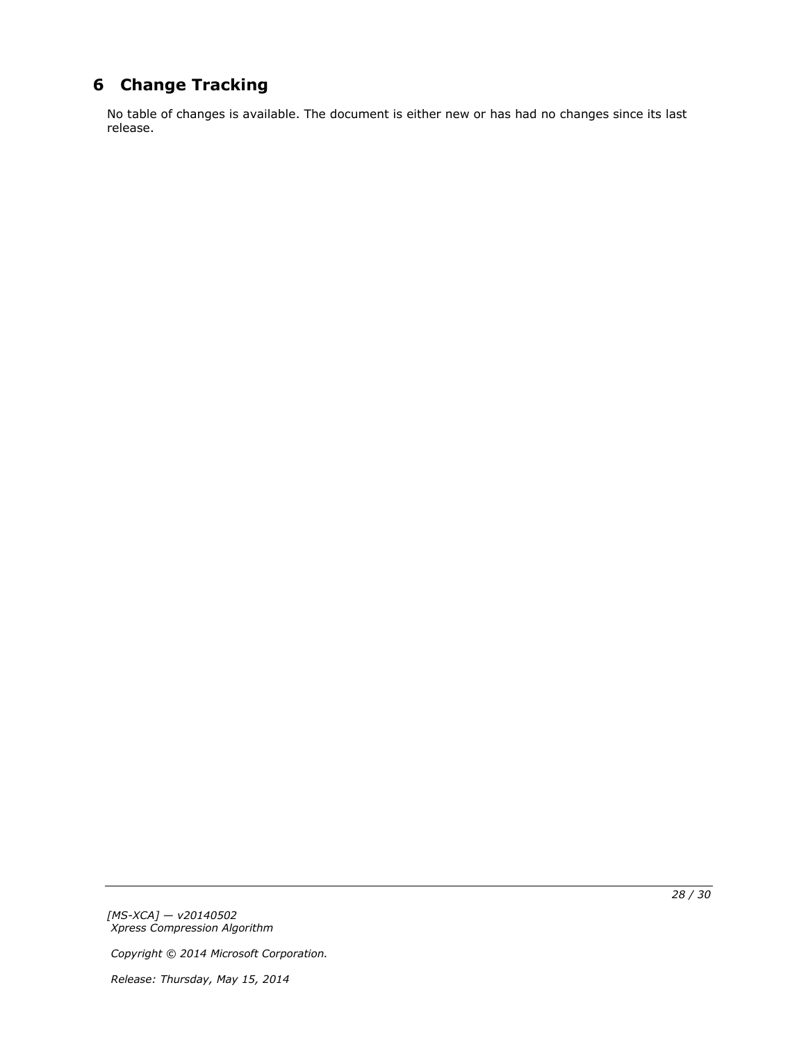# 6 Change Tracking

No table of changes is available. The document is either new or has had no changes since its last release.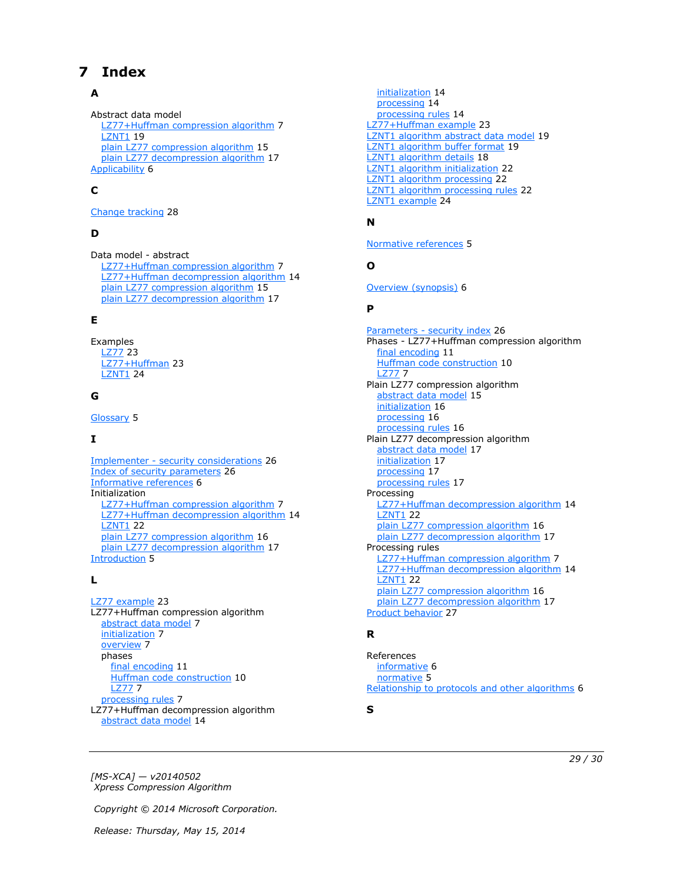# 7 Index

## A

Abstract data model
- LZ77+Huffman compression algorithm 7
- LZNT1 19
- plain LZ77 compression algorithm 15
- plain LZ77 decompression algorithm 17

Applicability 6

## C

Change tracking 28

## D

Data model - abstract
- LZ77+Huffman compression algorithm 7
- LZ77+Huffman decompression algorithm 14
- plain LZ77 compression algorithm 15
- plain LZ77 decompression algorithm 17

## E

Examples
- LZ77 23
- LZ77+Huffman 23
- LZNT1 24

## G

Glossary 5

## I

Implementer - security considerations 26
Index of security parameters 26
Informative references 6
Initialization
- LZ77+Huffman compression algorithm 7
- LZ77+Huffman decompression algorithm 14
- LZNT1 22
- plain LZ77 compression algorithm 16
- plain LZ77 decompression algorithm 17

Introduction 5

## L

LZ77 example 23
LZ77+Huffman compression algorithm
- abstract data model 7
- initialization 7
- overview 7
- phases
  - final encoding 11
  - Huffman code construction 10
  - LZ77 7
- processing rules 7

LZ77+Huffman decompression algorithm
- abstract data model 14
- initialization 14
- processing 14
- processing rules 14

LZ77+Huffman example 23
LZNT1 algorithm abstract data model 19
LZNT1 algorithm buffer format 19
LZNT1 algorithm details 18
LZNT1 algorithm initialization 22
LZNT1 algorithm processing 22
LZNT1 algorithm processing rules 22
LZNT1 example 24

## N

Normative references 5

## O

Overview (synopsis) 6

## P

Parameters - security index 26
Phases - LZ77+Huffman compression algorithm
- final encoding 11
- Huffman code construction 10
- LZ77 7

Plain LZ77 compression algorithm
- abstract data model 15
- initialization 16
- processing 16
- processing rules 16

Plain LZ77 decompression algorithm
- abstract data model 17
- initialization 17
- processing 17
- processing rules 17

Processing
- LZ77+Huffman decompression algorithm 14
- LZNT1 22
- plain LZ77 compression algorithm 16
- plain LZ77 decompression algorithm 17

Processing rules
- LZ77+Huffman compression algorithm 7
- LZ77+Huffman decompression algorithm 14
- LZNT1 22
- plain LZ77 compression algorithm 16
- plain LZ77 decompression algorithm 17

Product behavior 27

## R

References
- informative 6
- normative 5

Relationship to protocols and other algorithms 6

## S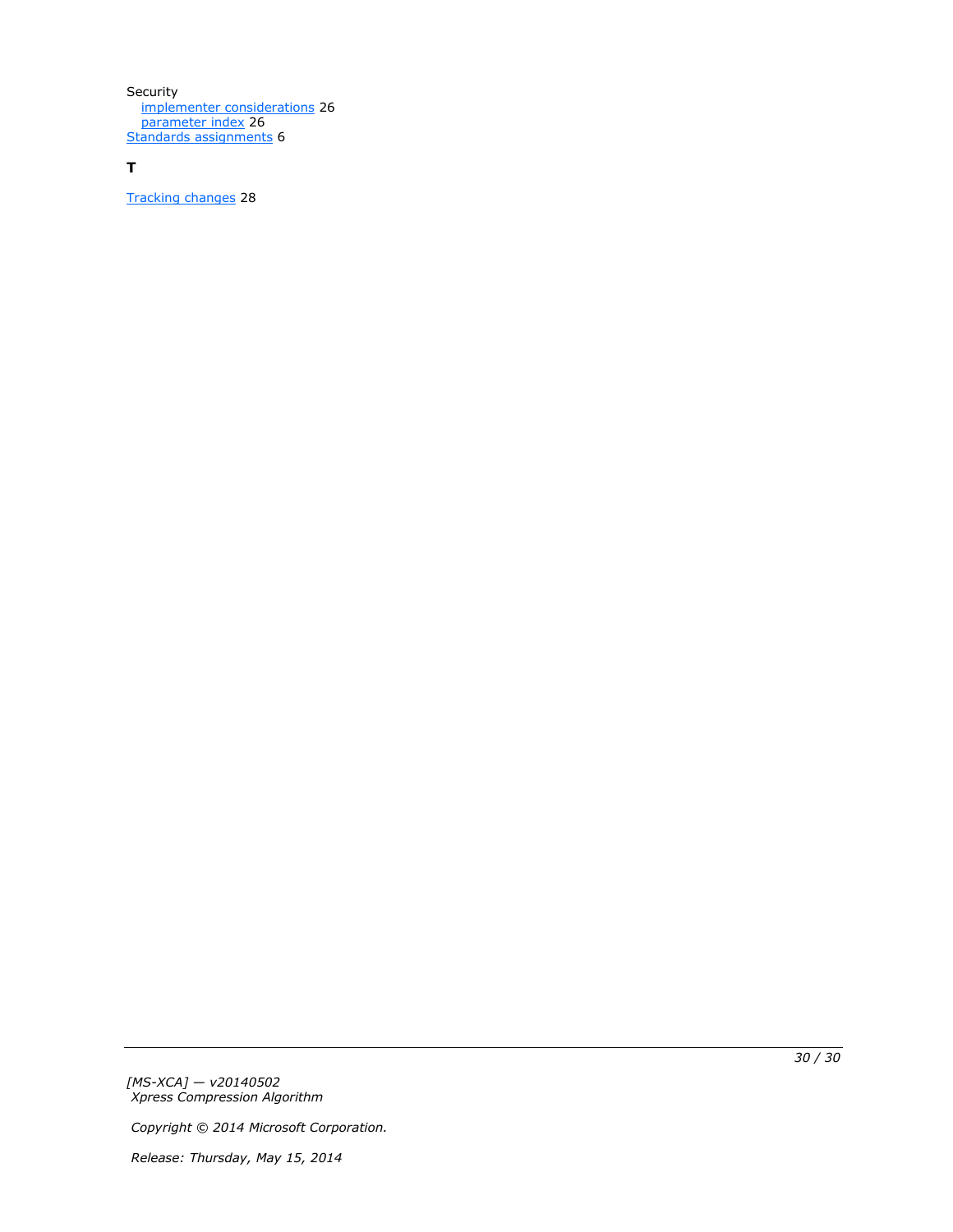Security
   implementer considerations 26
   parameter index 26
Standards assignments 6

**T**

Tracking changes 28